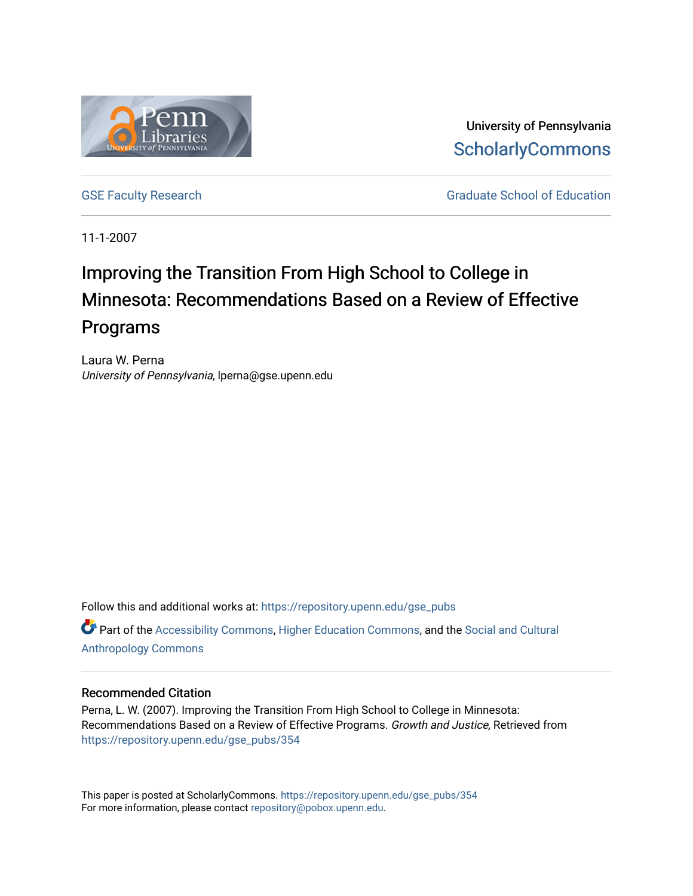University of Pennsylvania
ScholarlyCommons

GSE Faculty Research

Graduate School of Education

11-1-2007

# Improving the Transition From High School to College in Minnesota: Recommendations Based on a Review of Effective Programs

Laura W. Perna
*University of Pennsylvania*, lperna@gse.upenn.edu

Follow this and additional works at: https://repository.upenn.edu/gse_pubs

Part of the Accessibility Commons, Higher Education Commons, and the Social and Cultural Anthropology Commons

## Recommended Citation

Perna, L. W. (2007). Improving the Transition From High School to College in Minnesota: Recommendations Based on a Review of Effective Programs. *Growth and Justice,* Retrieved from https://repository.upenn.edu/gse_pubs/354

This paper is posted at ScholarlyCommons. https://repository.upenn.edu/gse_pubs/354
For more information, please contact repository@pobox.upenn.edu.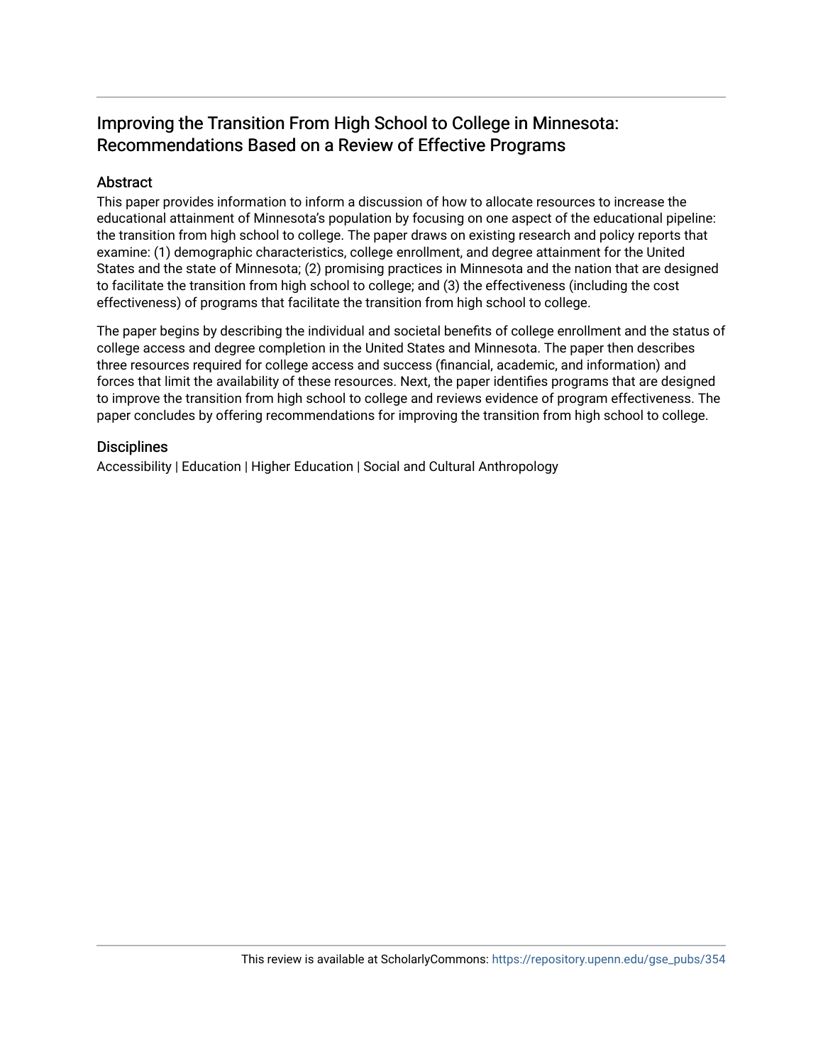# Improving the Transition From High School to College in Minnesota: Recommendations Based on a Review of Effective Programs

## Abstract

This paper provides information to inform a discussion of how to allocate resources to increase the educational attainment of Minnesota's population by focusing on one aspect of the educational pipeline: the transition from high school to college. The paper draws on existing research and policy reports that examine: (1) demographic characteristics, college enrollment, and degree attainment for the United States and the state of Minnesota; (2) promising practices in Minnesota and the nation that are designed to facilitate the transition from high school to college; and (3) the effectiveness (including the cost effectiveness) of programs that facilitate the transition from high school to college.

The paper begins by describing the individual and societal benefits of college enrollment and the status of college access and degree completion in the United States and Minnesota. The paper then describes three resources required for college access and success (financial, academic, and information) and forces that limit the availability of these resources. Next, the paper identifies programs that are designed to improve the transition from high school to college and reviews evidence of program effectiveness. The paper concludes by offering recommendations for improving the transition from high school to college.

## Disciplines

Accessibility | Education | Higher Education | Social and Cultural Anthropology

This review is available at ScholarlyCommons: https://repository.upenn.edu/gse_pubs/354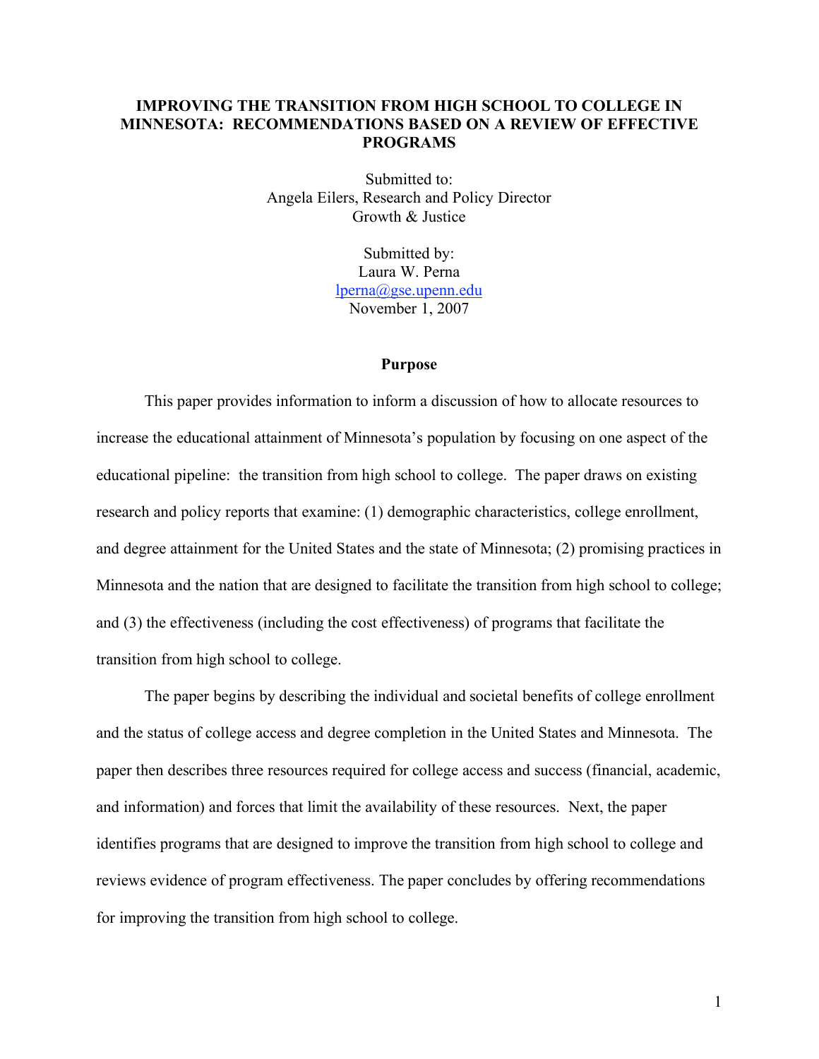# IMPROVING THE TRANSITION FROM HIGH SCHOOL TO COLLEGE IN MINNESOTA: RECOMMENDATIONS BASED ON A REVIEW OF EFFECTIVE PROGRAMS

Submitted to:
Angela Eilers, Research and Policy Director
Growth & Justice

Submitted by:
Laura W. Perna
lperna@gse.upenn.edu
November 1, 2007

## Purpose

This paper provides information to inform a discussion of how to allocate resources to increase the educational attainment of Minnesota's population by focusing on one aspect of the educational pipeline: the transition from high school to college. The paper draws on existing research and policy reports that examine: (1) demographic characteristics, college enrollment, and degree attainment for the United States and the state of Minnesota; (2) promising practices in Minnesota and the nation that are designed to facilitate the transition from high school to college; and (3) the effectiveness (including the cost effectiveness) of programs that facilitate the transition from high school to college.

The paper begins by describing the individual and societal benefits of college enrollment and the status of college access and degree completion in the United States and Minnesota. The paper then describes three resources required for college access and success (financial, academic, and information) and forces that limit the availability of these resources. Next, the paper identifies programs that are designed to improve the transition from high school to college and reviews evidence of program effectiveness. The paper concludes by offering recommendations for improving the transition from high school to college.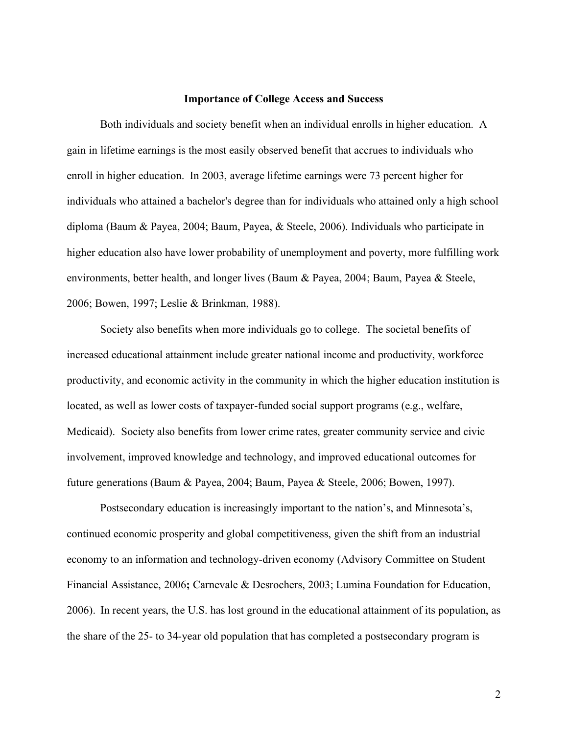## Importance of College Access and Success

Both individuals and society benefit when an individual enrolls in higher education. A gain in lifetime earnings is the most easily observed benefit that accrues to individuals who enroll in higher education. In 2003, average lifetime earnings were 73 percent higher for individuals who attained a bachelor's degree than for individuals who attained only a high school diploma (Baum & Payea, 2004; Baum, Payea, & Steele, 2006). Individuals who participate in higher education also have lower probability of unemployment and poverty, more fulfilling work environments, better health, and longer lives (Baum & Payea, 2004; Baum, Payea & Steele, 2006; Bowen, 1997; Leslie & Brinkman, 1988).

Society also benefits when more individuals go to college. The societal benefits of increased educational attainment include greater national income and productivity, workforce productivity, and economic activity in the community in which the higher education institution is located, as well as lower costs of taxpayer-funded social support programs (e.g., welfare, Medicaid). Society also benefits from lower crime rates, greater community service and civic involvement, improved knowledge and technology, and improved educational outcomes for future generations (Baum & Payea, 2004; Baum, Payea & Steele, 2006; Bowen, 1997).

Postsecondary education is increasingly important to the nation's, and Minnesota's, continued economic prosperity and global competitiveness, given the shift from an industrial economy to an information and technology-driven economy (Advisory Committee on Student Financial Assistance, 2006**;** Carnevale & Desrochers, 2003; Lumina Foundation for Education, 2006). In recent years, the U.S. has lost ground in the educational attainment of its population, as the share of the 25- to 34-year old population that has completed a postsecondary program is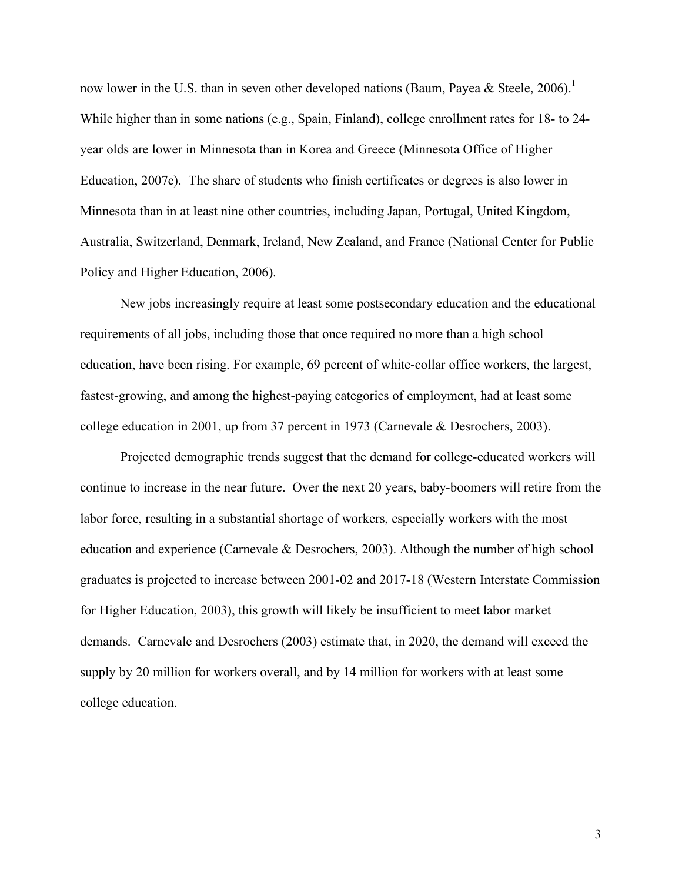now lower in the U.S. than in seven other developed nations (Baum, Payea & Steele, 2006).[1] While higher than in some nations (e.g., Spain, Finland), college enrollment rates for 18- to 24-year olds are lower in Minnesota than in Korea and Greece (Minnesota Office of Higher Education, 2007c). The share of students who finish certificates or degrees is also lower in Minnesota than in at least nine other countries, including Japan, Portugal, United Kingdom, Australia, Switzerland, Denmark, Ireland, New Zealand, and France (National Center for Public Policy and Higher Education, 2006).

New jobs increasingly require at least some postsecondary education and the educational requirements of all jobs, including those that once required no more than a high school education, have been rising. For example, 69 percent of white-collar office workers, the largest, fastest-growing, and among the highest-paying categories of employment, had at least some college education in 2001, up from 37 percent in 1973 (Carnevale & Desrochers, 2003).

Projected demographic trends suggest that the demand for college-educated workers will continue to increase in the near future. Over the next 20 years, baby-boomers will retire from the labor force, resulting in a substantial shortage of workers, especially workers with the most education and experience (Carnevale & Desrochers, 2003). Although the number of high school graduates is projected to increase between 2001-02 and 2017-18 (Western Interstate Commission for Higher Education, 2003), this growth will likely be insufficient to meet labor market demands. Carnevale and Desrochers (2003) estimate that, in 2020, the demand will exceed the supply by 20 million for workers overall, and by 14 million for workers with at least some college education.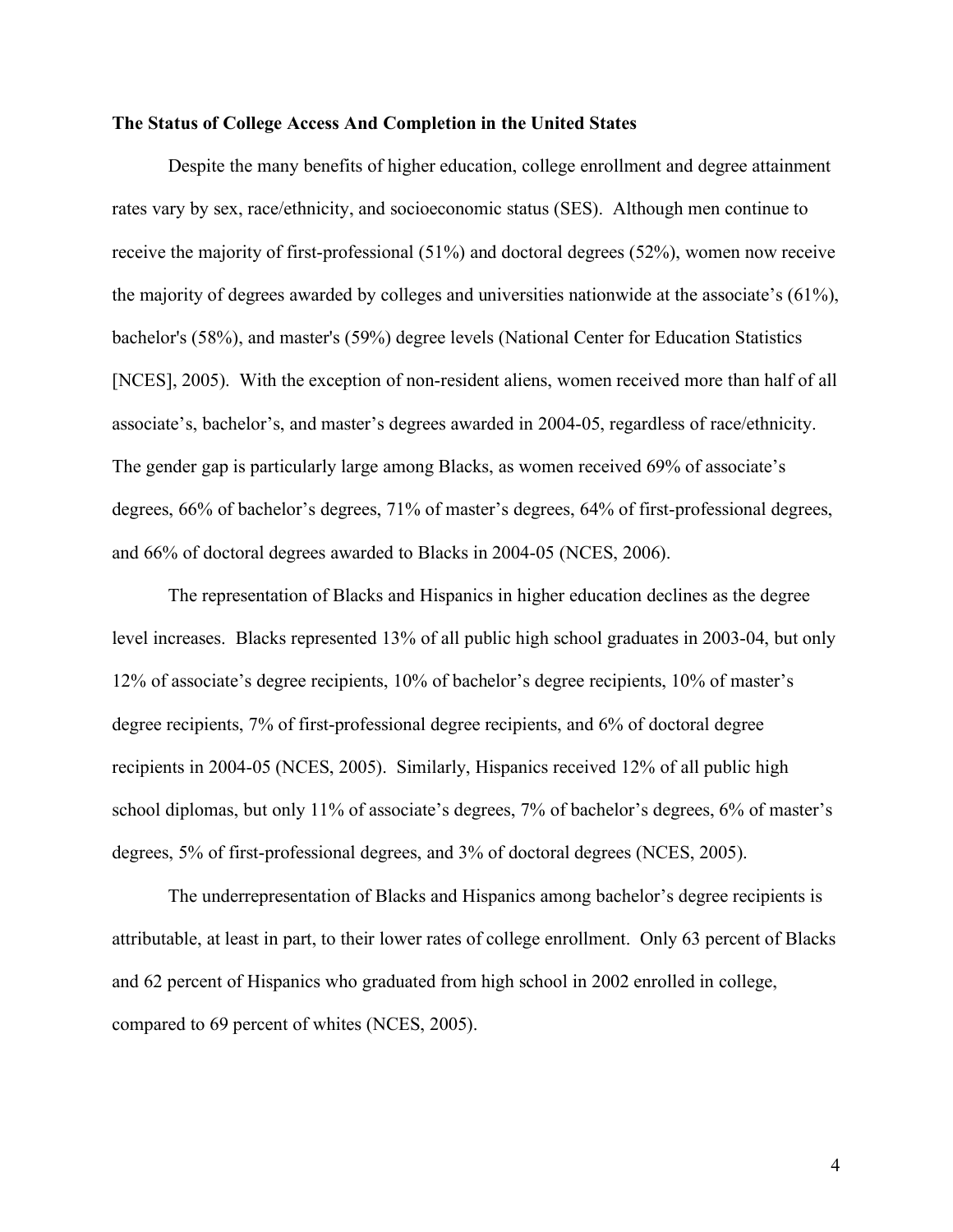**The Status of College Access And Completion in the United States**

Despite the many benefits of higher education, college enrollment and degree attainment rates vary by sex, race/ethnicity, and socioeconomic status (SES). Although men continue to receive the majority of first-professional (51%) and doctoral degrees (52%), women now receive the majority of degrees awarded by colleges and universities nationwide at the associate's (61%), bachelor's (58%), and master's (59%) degree levels (National Center for Education Statistics [NCES], 2005). With the exception of non-resident aliens, women received more than half of all associate's, bachelor's, and master's degrees awarded in 2004-05, regardless of race/ethnicity. The gender gap is particularly large among Blacks, as women received 69% of associate's degrees, 66% of bachelor's degrees, 71% of master's degrees, 64% of first-professional degrees, and 66% of doctoral degrees awarded to Blacks in 2004-05 (NCES, 2006).

The representation of Blacks and Hispanics in higher education declines as the degree level increases. Blacks represented 13% of all public high school graduates in 2003-04, but only 12% of associate's degree recipients, 10% of bachelor's degree recipients, 10% of master's degree recipients, 7% of first-professional degree recipients, and 6% of doctoral degree recipients in 2004-05 (NCES, 2005). Similarly, Hispanics received 12% of all public high school diplomas, but only 11% of associate's degrees, 7% of bachelor's degrees, 6% of master's degrees, 5% of first-professional degrees, and 3% of doctoral degrees (NCES, 2005).

The underrepresentation of Blacks and Hispanics among bachelor's degree recipients is attributable, at least in part, to their lower rates of college enrollment. Only 63 percent of Blacks and 62 percent of Hispanics who graduated from high school in 2002 enrolled in college, compared to 69 percent of whites (NCES, 2005).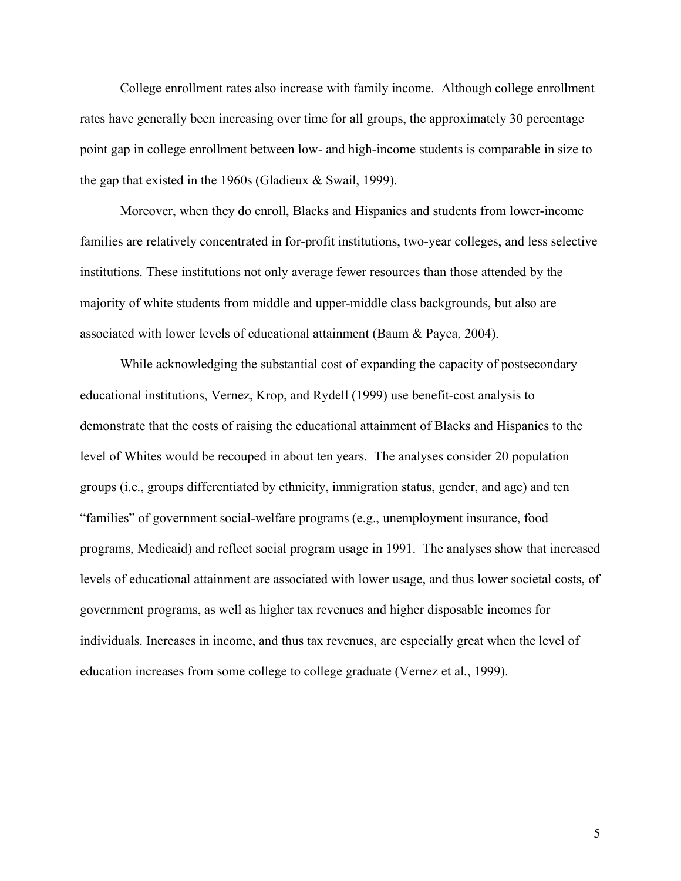College enrollment rates also increase with family income. Although college enrollment rates have generally been increasing over time for all groups, the approximately 30 percentage point gap in college enrollment between low- and high-income students is comparable in size to the gap that existed in the 1960s (Gladieux & Swail, 1999).

Moreover, when they do enroll, Blacks and Hispanics and students from lower-income families are relatively concentrated in for-profit institutions, two-year colleges, and less selective institutions. These institutions not only average fewer resources than those attended by the majority of white students from middle and upper-middle class backgrounds, but also are associated with lower levels of educational attainment (Baum & Payea, 2004).

While acknowledging the substantial cost of expanding the capacity of postsecondary educational institutions, Vernez, Krop, and Rydell (1999) use benefit-cost analysis to demonstrate that the costs of raising the educational attainment of Blacks and Hispanics to the level of Whites would be recouped in about ten years. The analyses consider 20 population groups (i.e., groups differentiated by ethnicity, immigration status, gender, and age) and ten "families" of government social-welfare programs (e.g., unemployment insurance, food programs, Medicaid) and reflect social program usage in 1991. The analyses show that increased levels of educational attainment are associated with lower usage, and thus lower societal costs, of government programs, as well as higher tax revenues and higher disposable incomes for individuals. Increases in income, and thus tax revenues, are especially great when the level of education increases from some college to college graduate (Vernez et al., 1999).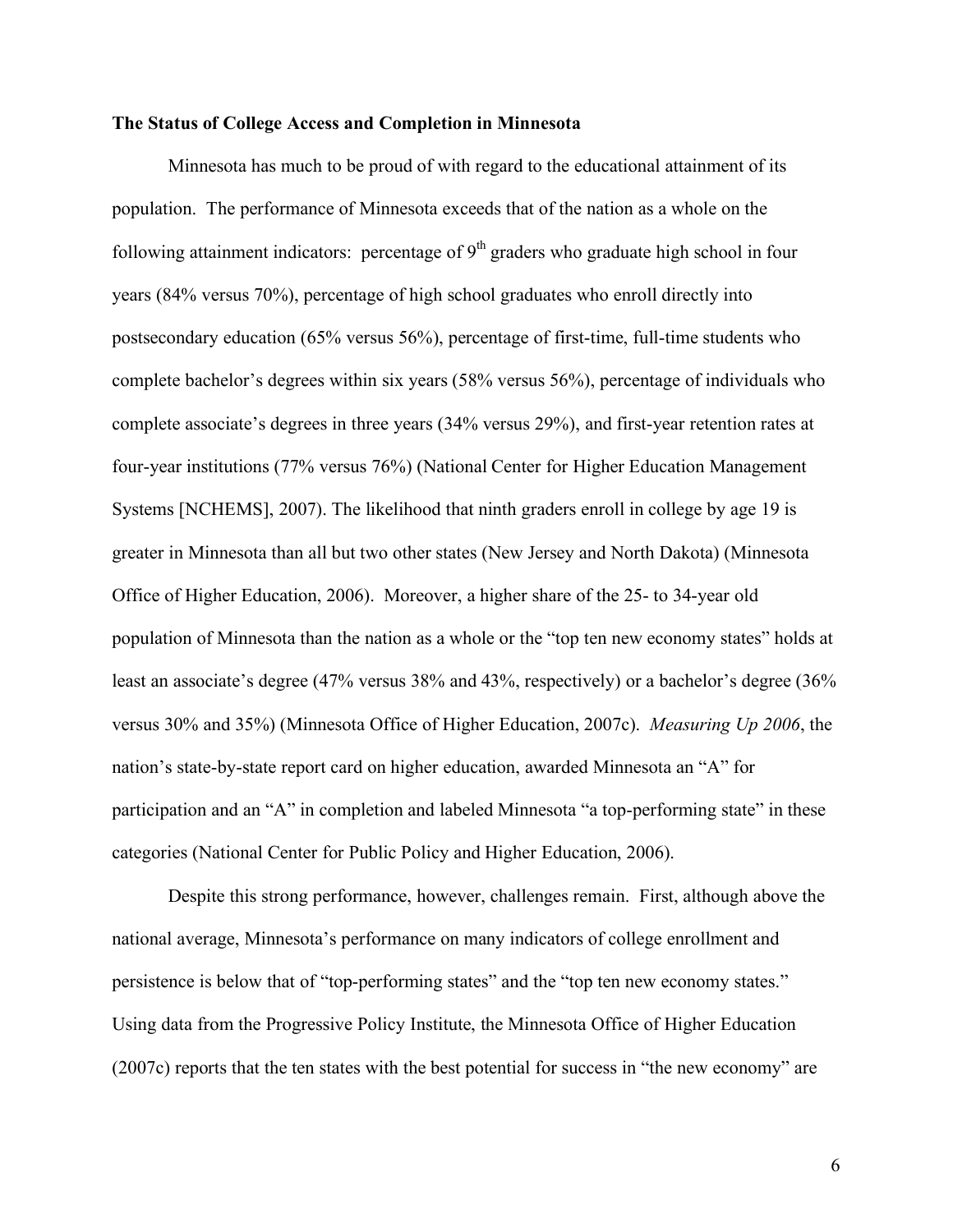**The Status of College Access and Completion in Minnesota**

Minnesota has much to be proud of with regard to the educational attainment of its population. The performance of Minnesota exceeds that of the nation as a whole on the following attainment indicators: percentage of 9th graders who graduate high school in four years (84% versus 70%), percentage of high school graduates who enroll directly into postsecondary education (65% versus 56%), percentage of first-time, full-time students who complete bachelor's degrees within six years (58% versus 56%), percentage of individuals who complete associate's degrees in three years (34% versus 29%), and first-year retention rates at four-year institutions (77% versus 76%) (National Center for Higher Education Management Systems [NCHEMS], 2007). The likelihood that ninth graders enroll in college by age 19 is greater in Minnesota than all but two other states (New Jersey and North Dakota) (Minnesota Office of Higher Education, 2006). Moreover, a higher share of the 25- to 34-year old population of Minnesota than the nation as a whole or the "top ten new economy states" holds at least an associate's degree (47% versus 38% and 43%, respectively) or a bachelor's degree (36% versus 30% and 35%) (Minnesota Office of Higher Education, 2007c). *Measuring Up 2006*, the nation's state-by-state report card on higher education, awarded Minnesota an "A" for participation and an "A" in completion and labeled Minnesota "a top-performing state" in these categories (National Center for Public Policy and Higher Education, 2006).

Despite this strong performance, however, challenges remain. First, although above the national average, Minnesota's performance on many indicators of college enrollment and persistence is below that of "top-performing states" and the "top ten new economy states." Using data from the Progressive Policy Institute, the Minnesota Office of Higher Education (2007c) reports that the ten states with the best potential for success in "the new economy" are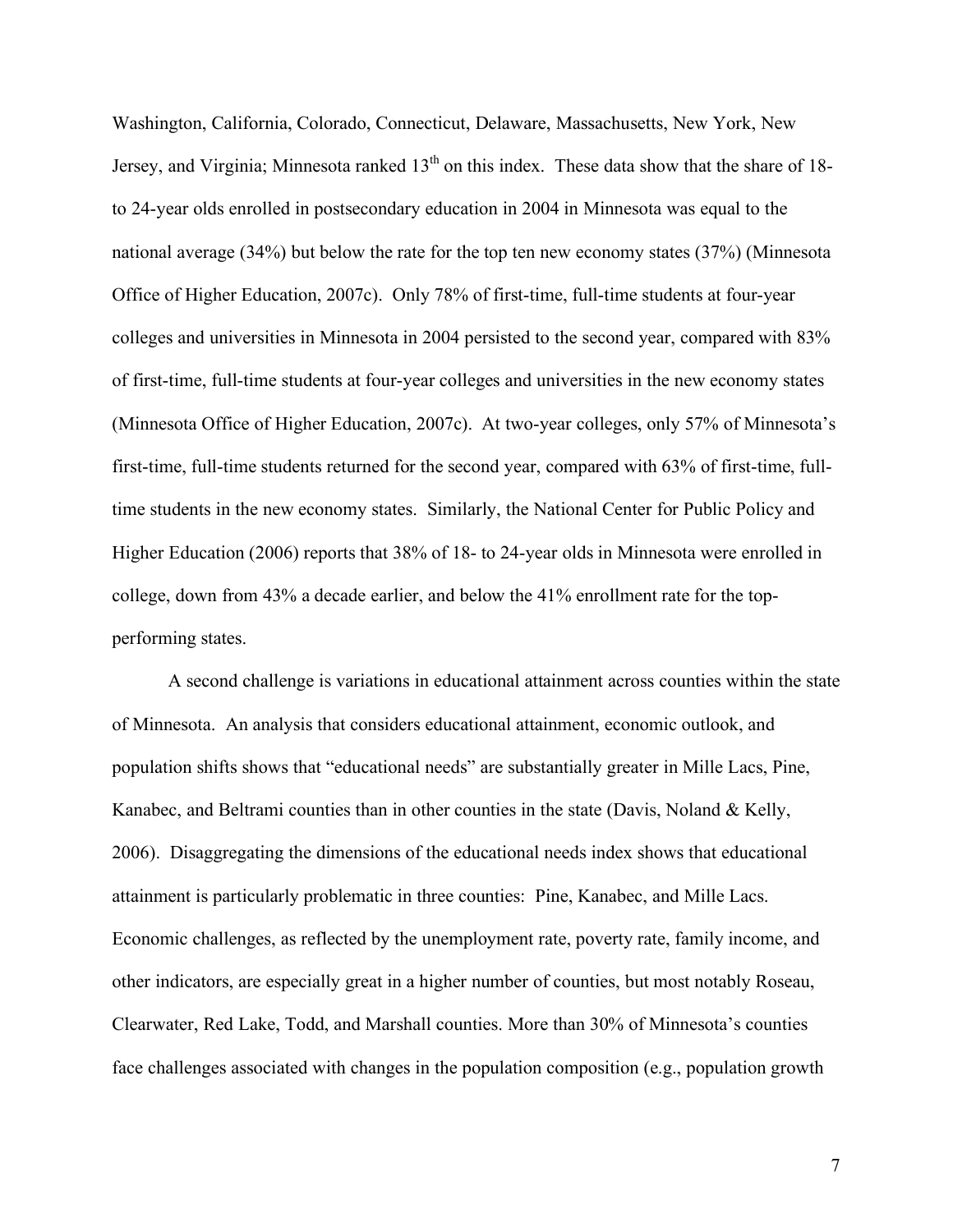Washington, California, Colorado, Connecticut, Delaware, Massachusetts, New York, New Jersey, and Virginia; Minnesota ranked 13th on this index. These data show that the share of 18- to 24-year olds enrolled in postsecondary education in 2004 in Minnesota was equal to the national average (34%) but below the rate for the top ten new economy states (37%) (Minnesota Office of Higher Education, 2007c). Only 78% of first-time, full-time students at four-year colleges and universities in Minnesota in 2004 persisted to the second year, compared with 83% of first-time, full-time students at four-year colleges and universities in the new economy states (Minnesota Office of Higher Education, 2007c). At two-year colleges, only 57% of Minnesota's first-time, full-time students returned for the second year, compared with 63% of first-time, full-time students in the new economy states. Similarly, the National Center for Public Policy and Higher Education (2006) reports that 38% of 18- to 24-year olds in Minnesota were enrolled in college, down from 43% a decade earlier, and below the 41% enrollment rate for the top-performing states.

A second challenge is variations in educational attainment across counties within the state of Minnesota. An analysis that considers educational attainment, economic outlook, and population shifts shows that "educational needs" are substantially greater in Mille Lacs, Pine, Kanabec, and Beltrami counties than in other counties in the state (Davis, Noland & Kelly, 2006). Disaggregating the dimensions of the educational needs index shows that educational attainment is particularly problematic in three counties: Pine, Kanabec, and Mille Lacs. Economic challenges, as reflected by the unemployment rate, poverty rate, family income, and other indicators, are especially great in a higher number of counties, but most notably Roseau, Clearwater, Red Lake, Todd, and Marshall counties. More than 30% of Minnesota's counties face challenges associated with changes in the population composition (e.g., population growth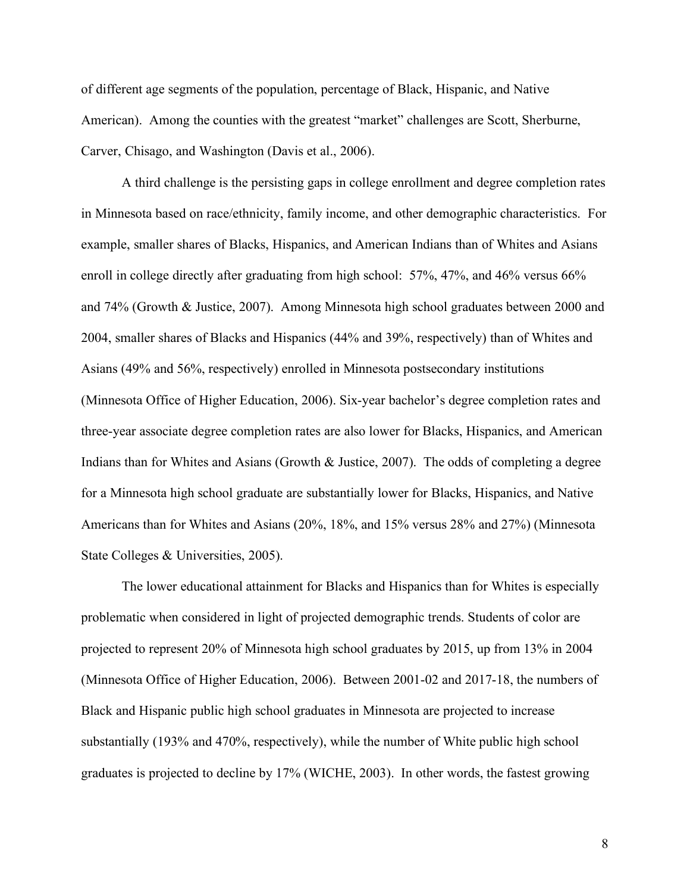of different age segments of the population, percentage of Black, Hispanic, and Native American). Among the counties with the greatest "market" challenges are Scott, Sherburne, Carver, Chisago, and Washington (Davis et al., 2006).

A third challenge is the persisting gaps in college enrollment and degree completion rates in Minnesota based on race/ethnicity, family income, and other demographic characteristics. For example, smaller shares of Blacks, Hispanics, and American Indians than of Whites and Asians enroll in college directly after graduating from high school: 57%, 47%, and 46% versus 66% and 74% (Growth & Justice, 2007). Among Minnesota high school graduates between 2000 and 2004, smaller shares of Blacks and Hispanics (44% and 39%, respectively) than of Whites and Asians (49% and 56%, respectively) enrolled in Minnesota postsecondary institutions (Minnesota Office of Higher Education, 2006). Six-year bachelor's degree completion rates and three-year associate degree completion rates are also lower for Blacks, Hispanics, and American Indians than for Whites and Asians (Growth & Justice, 2007). The odds of completing a degree for a Minnesota high school graduate are substantially lower for Blacks, Hispanics, and Native Americans than for Whites and Asians (20%, 18%, and 15% versus 28% and 27%) (Minnesota State Colleges & Universities, 2005).

The lower educational attainment for Blacks and Hispanics than for Whites is especially problematic when considered in light of projected demographic trends. Students of color are projected to represent 20% of Minnesota high school graduates by 2015, up from 13% in 2004 (Minnesota Office of Higher Education, 2006). Between 2001-02 and 2017-18, the numbers of Black and Hispanic public high school graduates in Minnesota are projected to increase substantially (193% and 470%, respectively), while the number of White public high school graduates is projected to decline by 17% (WICHE, 2003). In other words, the fastest growing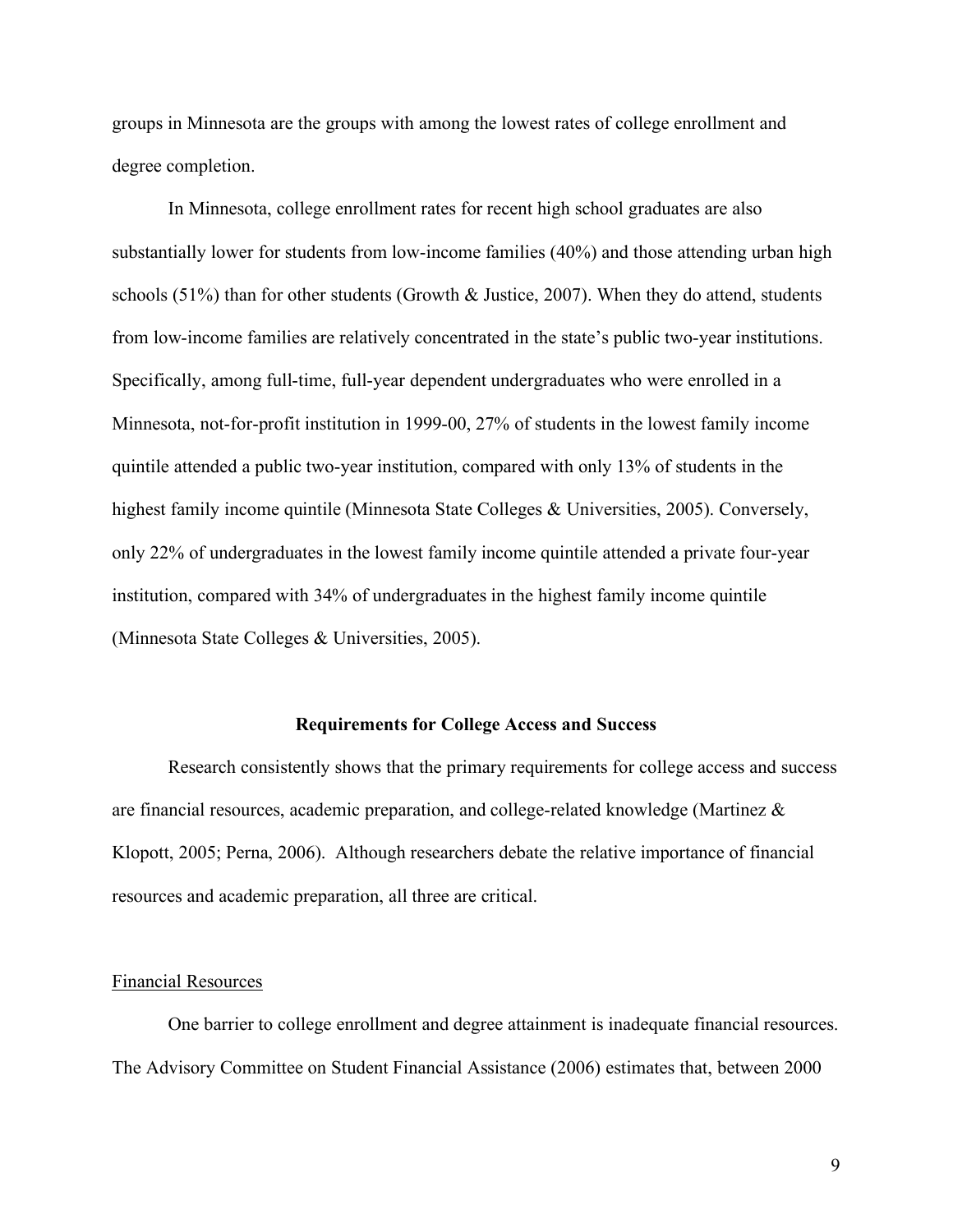groups in Minnesota are the groups with among the lowest rates of college enrollment and degree completion.

In Minnesota, college enrollment rates for recent high school graduates are also substantially lower for students from low-income families (40%) and those attending urban high schools (51%) than for other students (Growth & Justice, 2007). When they do attend, students from low-income families are relatively concentrated in the state's public two-year institutions. Specifically, among full-time, full-year dependent undergraduates who were enrolled in a Minnesota, not-for-profit institution in 1999-00, 27% of students in the lowest family income quintile attended a public two-year institution, compared with only 13% of students in the highest family income quintile (Minnesota State Colleges & Universities, 2005). Conversely, only 22% of undergraduates in the lowest family income quintile attended a private four-year institution, compared with 34% of undergraduates in the highest family income quintile (Minnesota State Colleges & Universities, 2005).

## Requirements for College Access and Success

Research consistently shows that the primary requirements for college access and success are financial resources, academic preparation, and college-related knowledge (Martinez & Klopott, 2005; Perna, 2006). Although researchers debate the relative importance of financial resources and academic preparation, all three are critical.

### Financial Resources

One barrier to college enrollment and degree attainment is inadequate financial resources. The Advisory Committee on Student Financial Assistance (2006) estimates that, between 2000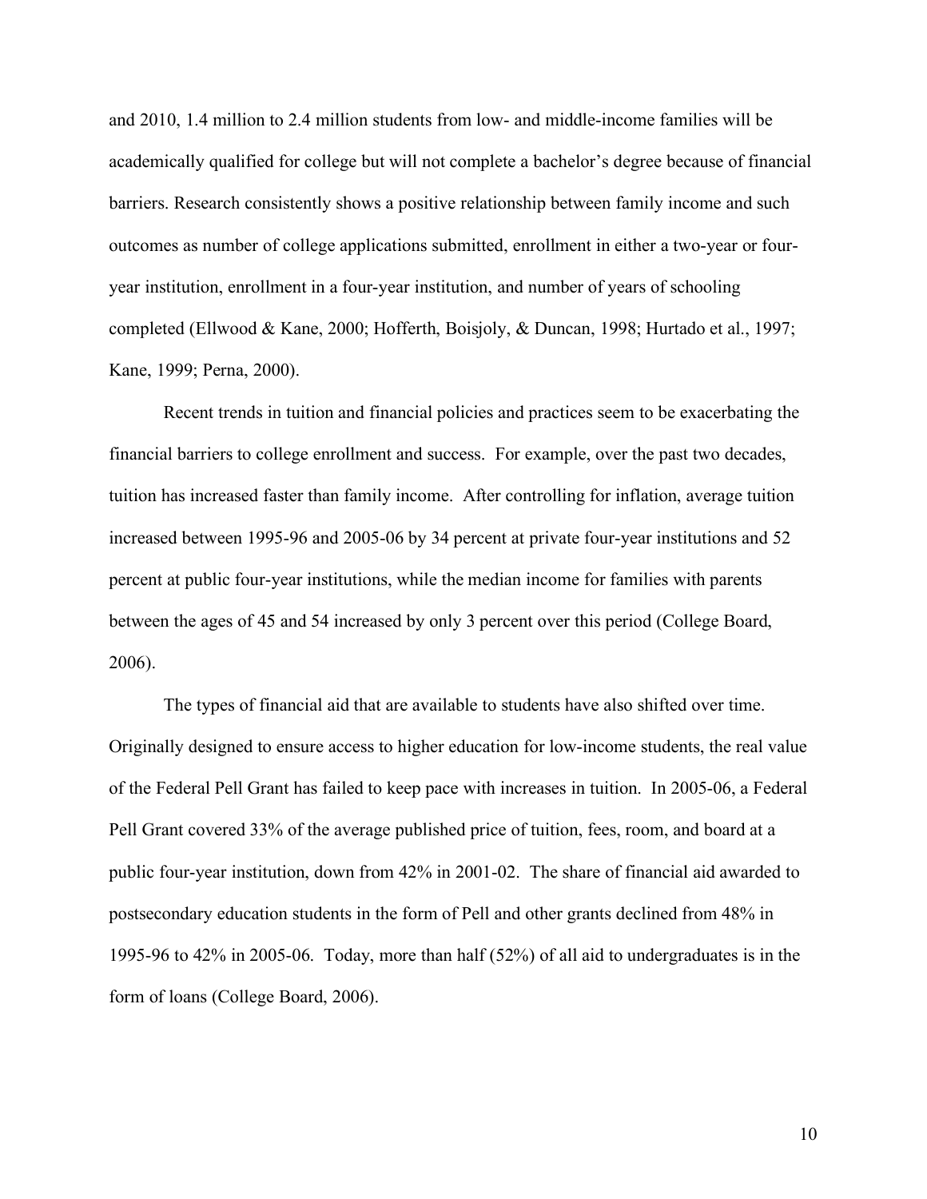and 2010, 1.4 million to 2.4 million students from low- and middle-income families will be academically qualified for college but will not complete a bachelor's degree because of financial barriers. Research consistently shows a positive relationship between family income and such outcomes as number of college applications submitted, enrollment in either a two-year or four-year institution, enrollment in a four-year institution, and number of years of schooling completed (Ellwood & Kane, 2000; Hofferth, Boisjoly, & Duncan, 1998; Hurtado et al., 1997; Kane, 1999; Perna, 2000).

Recent trends in tuition and financial policies and practices seem to be exacerbating the financial barriers to college enrollment and success. For example, over the past two decades, tuition has increased faster than family income. After controlling for inflation, average tuition increased between 1995-96 and 2005-06 by 34 percent at private four-year institutions and 52 percent at public four-year institutions, while the median income for families with parents between the ages of 45 and 54 increased by only 3 percent over this period (College Board, 2006).

The types of financial aid that are available to students have also shifted over time. Originally designed to ensure access to higher education for low-income students, the real value of the Federal Pell Grant has failed to keep pace with increases in tuition. In 2005-06, a Federal Pell Grant covered 33% of the average published price of tuition, fees, room, and board at a public four-year institution, down from 42% in 2001-02. The share of financial aid awarded to postsecondary education students in the form of Pell and other grants declined from 48% in 1995-96 to 42% in 2005-06. Today, more than half (52%) of all aid to undergraduates is in the form of loans (College Board, 2006).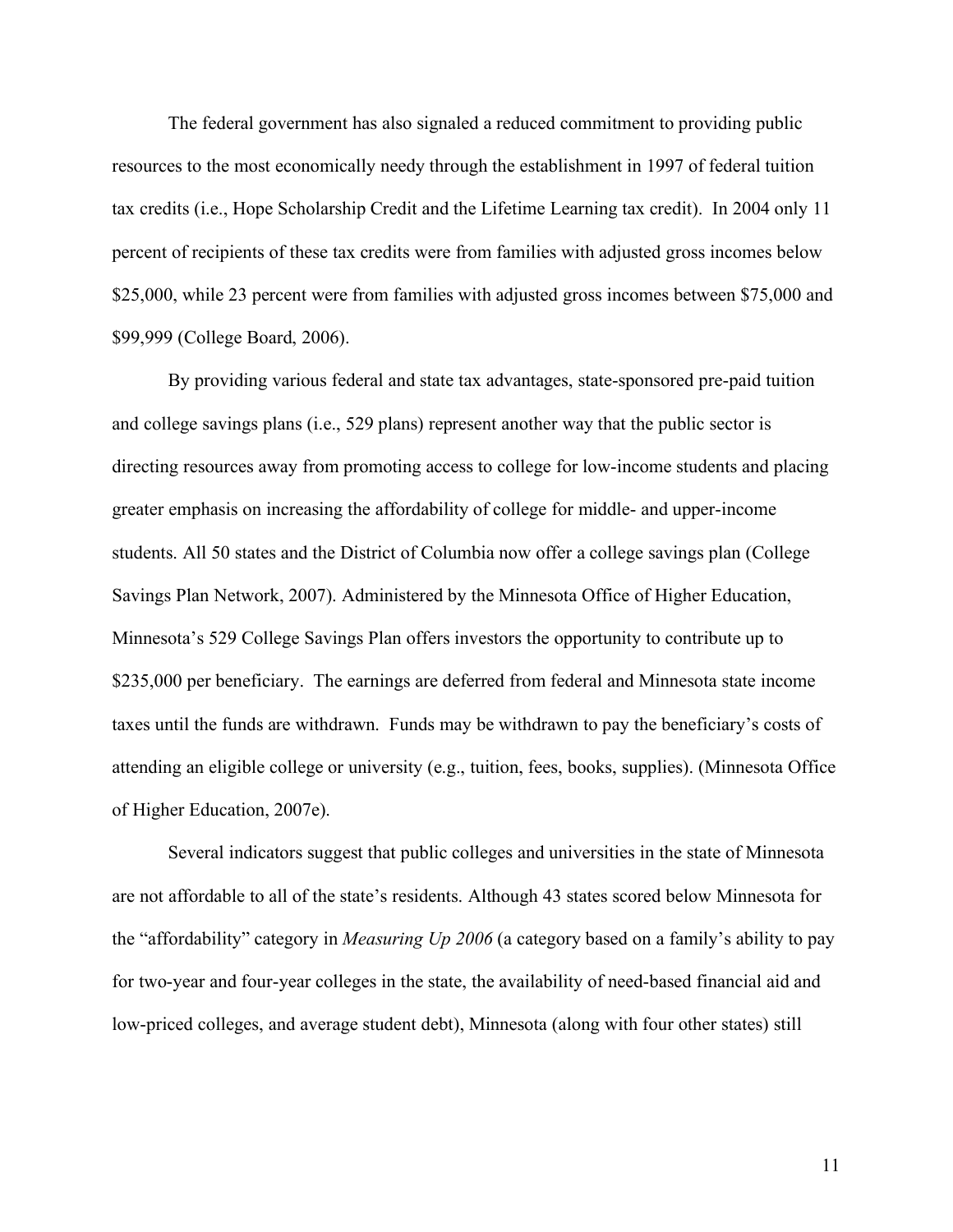The federal government has also signaled a reduced commitment to providing public resources to the most economically needy through the establishment in 1997 of federal tuition tax credits (i.e., Hope Scholarship Credit and the Lifetime Learning tax credit). In 2004 only 11 percent of recipients of these tax credits were from families with adjusted gross incomes below $25,000, while 23 percent were from families with adjusted gross incomes between $75,000 and $99,999 (College Board, 2006).

By providing various federal and state tax advantages, state-sponsored pre-paid tuition and college savings plans (i.e., 529 plans) represent another way that the public sector is directing resources away from promoting access to college for low-income students and placing greater emphasis on increasing the affordability of college for middle- and upper-income students. All 50 states and the District of Columbia now offer a college savings plan (College Savings Plan Network, 2007). Administered by the Minnesota Office of Higher Education, Minnesota's 529 College Savings Plan offers investors the opportunity to contribute up to $235,000 per beneficiary. The earnings are deferred from federal and Minnesota state income taxes until the funds are withdrawn. Funds may be withdrawn to pay the beneficiary's costs of attending an eligible college or university (e.g., tuition, fees, books, supplies). (Minnesota Office of Higher Education, 2007e).

Several indicators suggest that public colleges and universities in the state of Minnesota are not affordable to all of the state's residents. Although 43 states scored below Minnesota for the "affordability" category in *Measuring Up 2006* (a category based on a family's ability to pay for two-year and four-year colleges in the state, the availability of need-based financial aid and low-priced colleges, and average student debt), Minnesota (along with four other states) still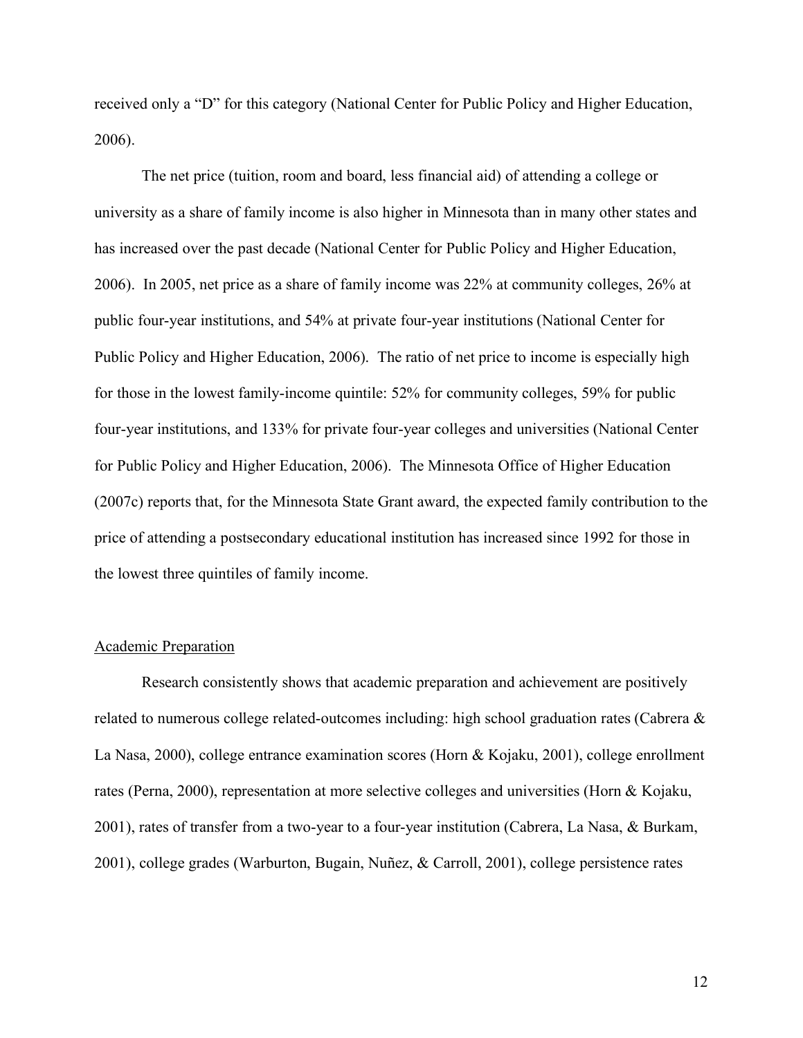received only a "D" for this category (National Center for Public Policy and Higher Education, 2006).

The net price (tuition, room and board, less financial aid) of attending a college or university as a share of family income is also higher in Minnesota than in many other states and has increased over the past decade (National Center for Public Policy and Higher Education, 2006). In 2005, net price as a share of family income was 22% at community colleges, 26% at public four-year institutions, and 54% at private four-year institutions (National Center for Public Policy and Higher Education, 2006). The ratio of net price to income is especially high for those in the lowest family-income quintile: 52% for community colleges, 59% for public four-year institutions, and 133% for private four-year colleges and universities (National Center for Public Policy and Higher Education, 2006). The Minnesota Office of Higher Education (2007c) reports that, for the Minnesota State Grant award, the expected family contribution to the price of attending a postsecondary educational institution has increased since 1992 for those in the lowest three quintiles of family income.

## Academic Preparation

Research consistently shows that academic preparation and achievement are positively related to numerous college related-outcomes including: high school graduation rates (Cabrera & La Nasa, 2000), college entrance examination scores (Horn & Kojaku, 2001), college enrollment rates (Perna, 2000), representation at more selective colleges and universities (Horn & Kojaku, 2001), rates of transfer from a two-year to a four-year institution (Cabrera, La Nasa, & Burkam, 2001), college grades (Warburton, Bugain, Nuñez, & Carroll, 2001), college persistence rates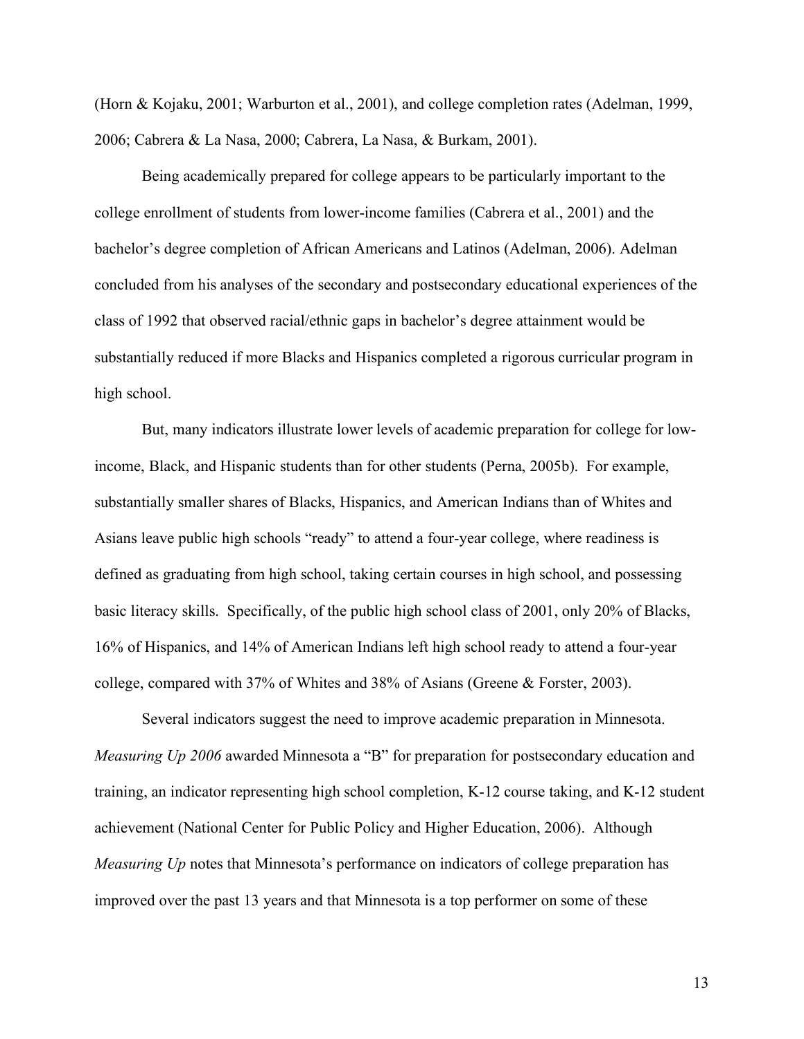(Horn & Kojaku, 2001; Warburton et al., 2001), and college completion rates (Adelman, 1999, 2006; Cabrera & La Nasa, 2000; Cabrera, La Nasa, & Burkam, 2001).

Being academically prepared for college appears to be particularly important to the college enrollment of students from lower-income families (Cabrera et al., 2001) and the bachelor's degree completion of African Americans and Latinos (Adelman, 2006). Adelman concluded from his analyses of the secondary and postsecondary educational experiences of the class of 1992 that observed racial/ethnic gaps in bachelor's degree attainment would be substantially reduced if more Blacks and Hispanics completed a rigorous curricular program in high school.

But, many indicators illustrate lower levels of academic preparation for college for low-income, Black, and Hispanic students than for other students (Perna, 2005b). For example, substantially smaller shares of Blacks, Hispanics, and American Indians than of Whites and Asians leave public high schools "ready" to attend a four-year college, where readiness is defined as graduating from high school, taking certain courses in high school, and possessing basic literacy skills. Specifically, of the public high school class of 2001, only 20% of Blacks, 16% of Hispanics, and 14% of American Indians left high school ready to attend a four-year college, compared with 37% of Whites and 38% of Asians (Greene & Forster, 2003).

Several indicators suggest the need to improve academic preparation in Minnesota. *Measuring Up 2006* awarded Minnesota a "B" for preparation for postsecondary education and training, an indicator representing high school completion, K-12 course taking, and K-12 student achievement (National Center for Public Policy and Higher Education, 2006). Although *Measuring Up* notes that Minnesota's performance on indicators of college preparation has improved over the past 13 years and that Minnesota is a top performer on some of these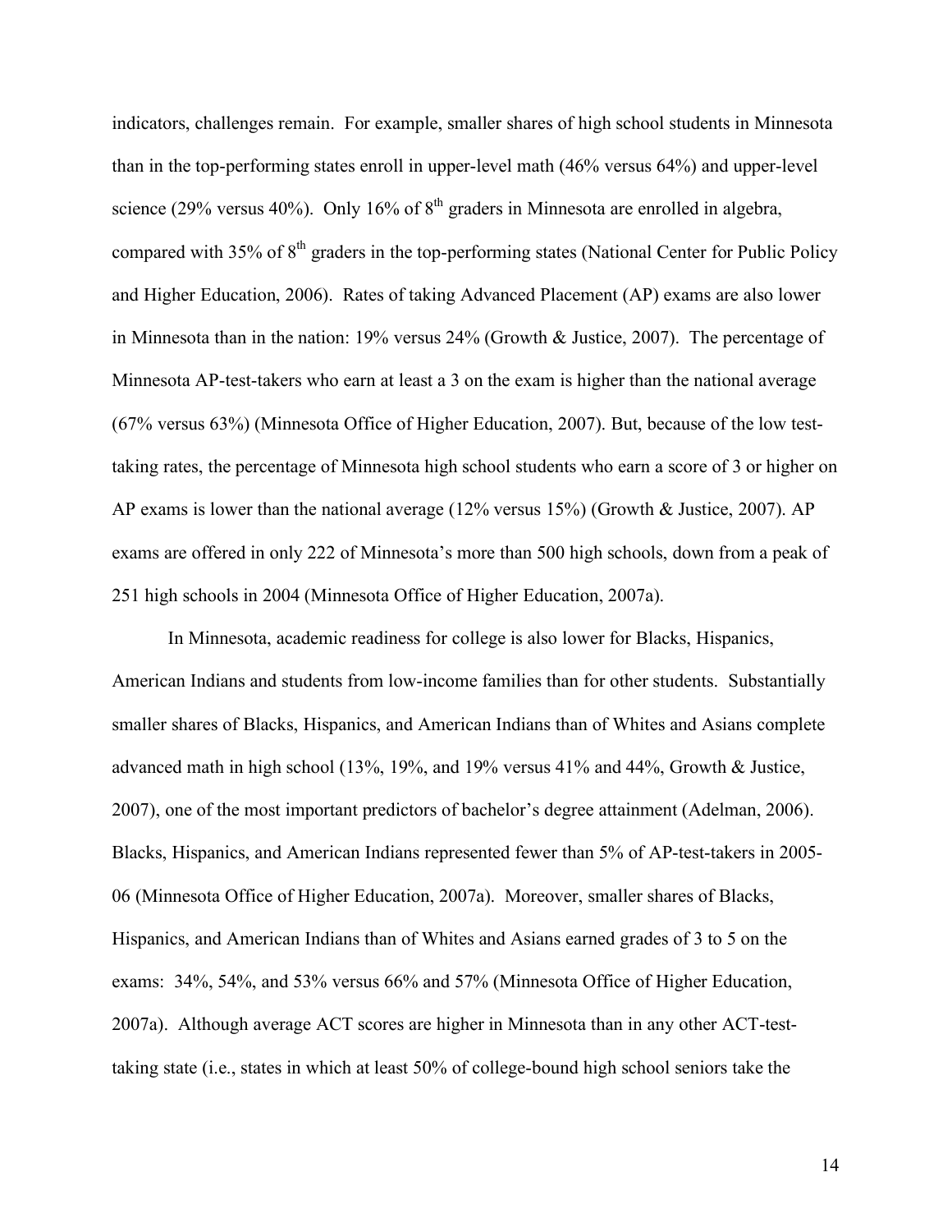indicators, challenges remain. For example, smaller shares of high school students in Minnesota than in the top-performing states enroll in upper-level math (46% versus 64%) and upper-level science (29% versus 40%). Only 16% of 8th graders in Minnesota are enrolled in algebra, compared with 35% of 8th graders in the top-performing states (National Center for Public Policy and Higher Education, 2006). Rates of taking Advanced Placement (AP) exams are also lower in Minnesota than in the nation: 19% versus 24% (Growth & Justice, 2007). The percentage of Minnesota AP-test-takers who earn at least a 3 on the exam is higher than the national average (67% versus 63%) (Minnesota Office of Higher Education, 2007). But, because of the low test-taking rates, the percentage of Minnesota high school students who earn a score of 3 or higher on AP exams is lower than the national average (12% versus 15%) (Growth & Justice, 2007). AP exams are offered in only 222 of Minnesota's more than 500 high schools, down from a peak of 251 high schools in 2004 (Minnesota Office of Higher Education, 2007a).

In Minnesota, academic readiness for college is also lower for Blacks, Hispanics, American Indians and students from low-income families than for other students. Substantially smaller shares of Blacks, Hispanics, and American Indians than of Whites and Asians complete advanced math in high school (13%, 19%, and 19% versus 41% and 44%, Growth & Justice, 2007), one of the most important predictors of bachelor's degree attainment (Adelman, 2006). Blacks, Hispanics, and American Indians represented fewer than 5% of AP-test-takers in 2005-06 (Minnesota Office of Higher Education, 2007a). Moreover, smaller shares of Blacks, Hispanics, and American Indians than of Whites and Asians earned grades of 3 to 5 on the exams: 34%, 54%, and 53% versus 66% and 57% (Minnesota Office of Higher Education, 2007a). Although average ACT scores are higher in Minnesota than in any other ACT-test-taking state (i.e., states in which at least 50% of college-bound high school seniors take the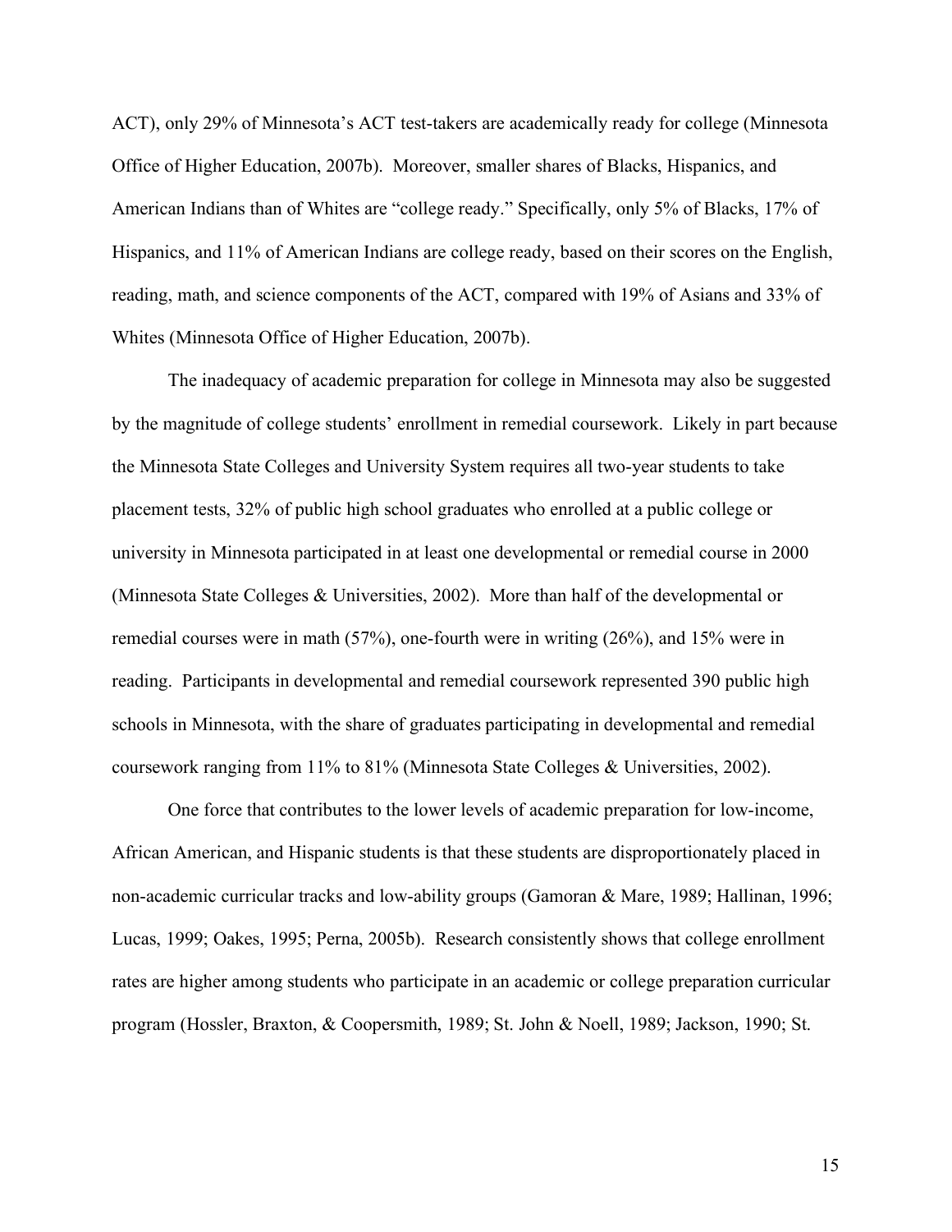ACT), only 29% of Minnesota's ACT test-takers are academically ready for college (Minnesota Office of Higher Education, 2007b). Moreover, smaller shares of Blacks, Hispanics, and American Indians than of Whites are "college ready." Specifically, only 5% of Blacks, 17% of Hispanics, and 11% of American Indians are college ready, based on their scores on the English, reading, math, and science components of the ACT, compared with 19% of Asians and 33% of Whites (Minnesota Office of Higher Education, 2007b).

The inadequacy of academic preparation for college in Minnesota may also be suggested by the magnitude of college students' enrollment in remedial coursework. Likely in part because the Minnesota State Colleges and University System requires all two-year students to take placement tests, 32% of public high school graduates who enrolled at a public college or university in Minnesota participated in at least one developmental or remedial course in 2000 (Minnesota State Colleges & Universities, 2002). More than half of the developmental or remedial courses were in math (57%), one-fourth were in writing (26%), and 15% were in reading. Participants in developmental and remedial coursework represented 390 public high schools in Minnesota, with the share of graduates participating in developmental and remedial coursework ranging from 11% to 81% (Minnesota State Colleges & Universities, 2002).

One force that contributes to the lower levels of academic preparation for low-income, African American, and Hispanic students is that these students are disproportionately placed in non-academic curricular tracks and low-ability groups (Gamoran & Mare, 1989; Hallinan, 1996; Lucas, 1999; Oakes, 1995; Perna, 2005b). Research consistently shows that college enrollment rates are higher among students who participate in an academic or college preparation curricular program (Hossler, Braxton, & Coopersmith, 1989; St. John & Noell, 1989; Jackson, 1990; St.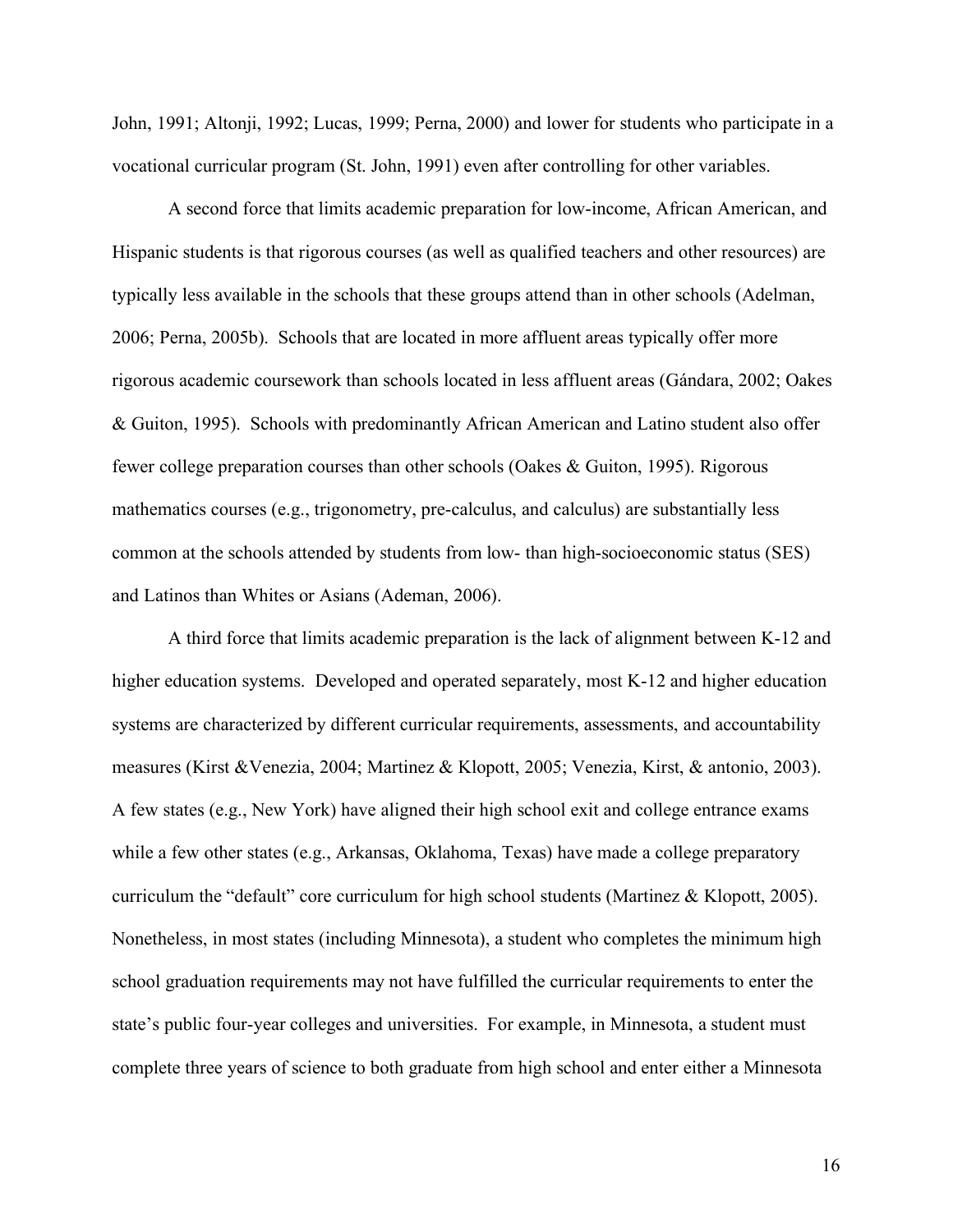John, 1991; Altonji, 1992; Lucas, 1999; Perna, 2000) and lower for students who participate in a vocational curricular program (St. John, 1991) even after controlling for other variables.

A second force that limits academic preparation for low-income, African American, and Hispanic students is that rigorous courses (as well as qualified teachers and other resources) are typically less available in the schools that these groups attend than in other schools (Adelman, 2006; Perna, 2005b). Schools that are located in more affluent areas typically offer more rigorous academic coursework than schools located in less affluent areas (Gándara, 2002; Oakes & Guiton, 1995). Schools with predominantly African American and Latino student also offer fewer college preparation courses than other schools (Oakes & Guiton, 1995). Rigorous mathematics courses (e.g., trigonometry, pre-calculus, and calculus) are substantially less common at the schools attended by students from low- than high-socioeconomic status (SES) and Latinos than Whites or Asians (Ademan, 2006).

A third force that limits academic preparation is the lack of alignment between K-12 and higher education systems. Developed and operated separately, most K-12 and higher education systems are characterized by different curricular requirements, assessments, and accountability measures (Kirst &Venezia, 2004; Martinez & Klopott, 2005; Venezia, Kirst, & antonio, 2003). A few states (e.g., New York) have aligned their high school exit and college entrance exams while a few other states (e.g., Arkansas, Oklahoma, Texas) have made a college preparatory curriculum the "default" core curriculum for high school students (Martinez & Klopott, 2005). Nonetheless, in most states (including Minnesota), a student who completes the minimum high school graduation requirements may not have fulfilled the curricular requirements to enter the state's public four-year colleges and universities. For example, in Minnesota, a student must complete three years of science to both graduate from high school and enter either a Minnesota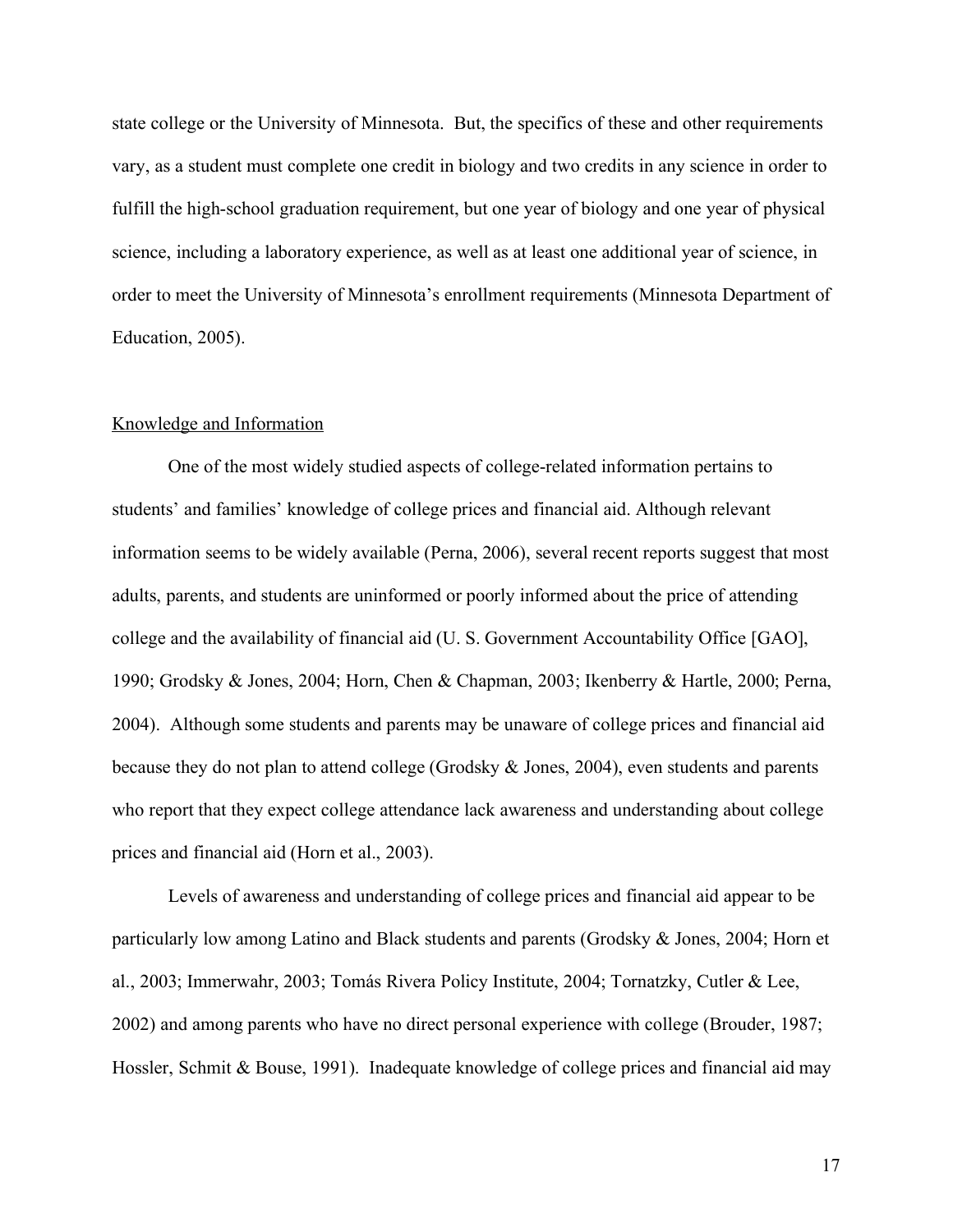state college or the University of Minnesota. But, the specifics of these and other requirements vary, as a student must complete one credit in biology and two credits in any science in order to fulfill the high-school graduation requirement, but one year of biology and one year of physical science, including a laboratory experience, as well as at least one additional year of science, in order to meet the University of Minnesota's enrollment requirements (Minnesota Department of Education, 2005).

### Knowledge and Information

One of the most widely studied aspects of college-related information pertains to students' and families' knowledge of college prices and financial aid. Although relevant information seems to be widely available (Perna, 2006), several recent reports suggest that most adults, parents, and students are uninformed or poorly informed about the price of attending college and the availability of financial aid (U. S. Government Accountability Office [GAO], 1990; Grodsky & Jones, 2004; Horn, Chen & Chapman, 2003; Ikenberry & Hartle, 2000; Perna, 2004). Although some students and parents may be unaware of college prices and financial aid because they do not plan to attend college (Grodsky & Jones, 2004), even students and parents who report that they expect college attendance lack awareness and understanding about college prices and financial aid (Horn et al., 2003).

Levels of awareness and understanding of college prices and financial aid appear to be particularly low among Latino and Black students and parents (Grodsky & Jones, 2004; Horn et al., 2003; Immerwahr, 2003; Tomás Rivera Policy Institute, 2004; Tornatzky, Cutler & Lee, 2002) and among parents who have no direct personal experience with college (Brouder, 1987; Hossler, Schmit & Bouse, 1991). Inadequate knowledge of college prices and financial aid may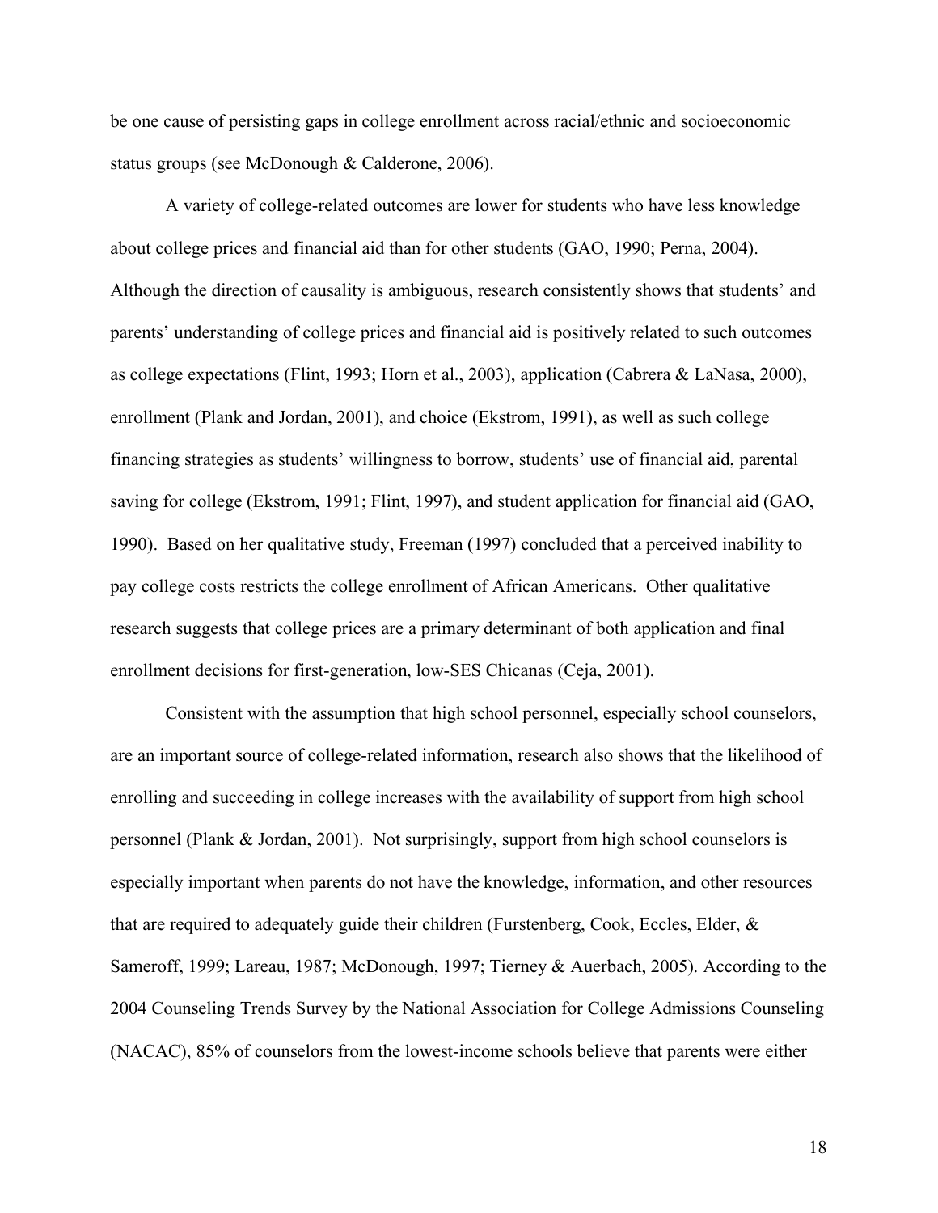be one cause of persisting gaps in college enrollment across racial/ethnic and socioeconomic status groups (see McDonough & Calderone, 2006).

A variety of college-related outcomes are lower for students who have less knowledge about college prices and financial aid than for other students (GAO, 1990; Perna, 2004). Although the direction of causality is ambiguous, research consistently shows that students' and parents' understanding of college prices and financial aid is positively related to such outcomes as college expectations (Flint, 1993; Horn et al., 2003), application (Cabrera & LaNasa, 2000), enrollment (Plank and Jordan, 2001), and choice (Ekstrom, 1991), as well as such college financing strategies as students' willingness to borrow, students' use of financial aid, parental saving for college (Ekstrom, 1991; Flint, 1997), and student application for financial aid (GAO, 1990). Based on her qualitative study, Freeman (1997) concluded that a perceived inability to pay college costs restricts the college enrollment of African Americans. Other qualitative research suggests that college prices are a primary determinant of both application and final enrollment decisions for first-generation, low-SES Chicanas (Ceja, 2001).

Consistent with the assumption that high school personnel, especially school counselors, are an important source of college-related information, research also shows that the likelihood of enrolling and succeeding in college increases with the availability of support from high school personnel (Plank & Jordan, 2001). Not surprisingly, support from high school counselors is especially important when parents do not have the knowledge, information, and other resources that are required to adequately guide their children (Furstenberg, Cook, Eccles, Elder, & Sameroff, 1999; Lareau, 1987; McDonough, 1997; Tierney & Auerbach, 2005). According to the 2004 Counseling Trends Survey by the National Association for College Admissions Counseling (NACAC), 85% of counselors from the lowest-income schools believe that parents were either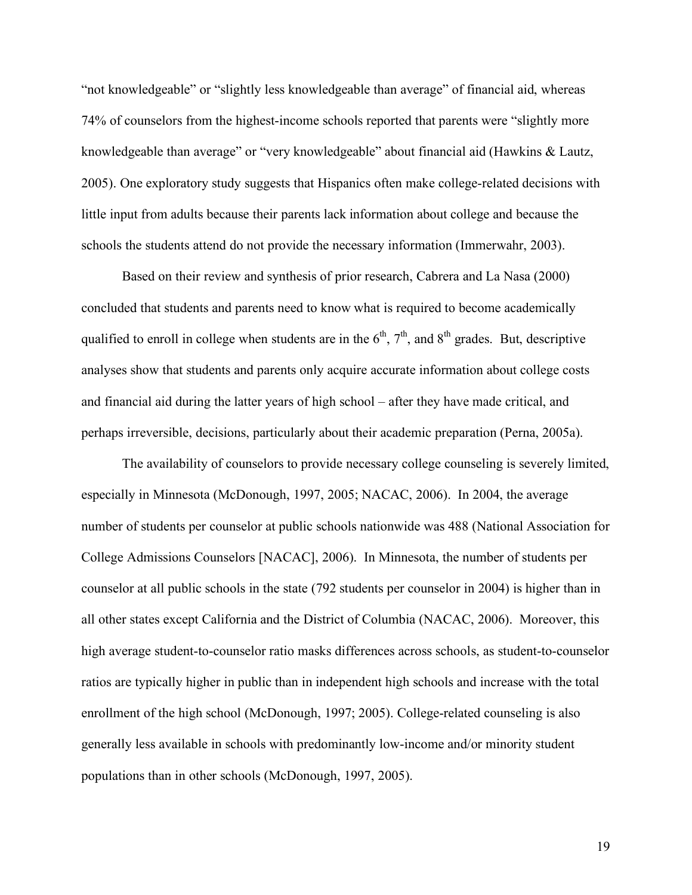"not knowledgeable" or "slightly less knowledgeable than average" of financial aid, whereas 74% of counselors from the highest-income schools reported that parents were "slightly more knowledgeable than average" or "very knowledgeable" about financial aid (Hawkins & Lautz, 2005). One exploratory study suggests that Hispanics often make college-related decisions with little input from adults because their parents lack information about college and because the schools the students attend do not provide the necessary information (Immerwahr, 2003).

Based on their review and synthesis of prior research, Cabrera and La Nasa (2000) concluded that students and parents need to know what is required to become academically qualified to enroll in college when students are in the 6th, 7th, and 8th grades. But, descriptive analyses show that students and parents only acquire accurate information about college costs and financial aid during the latter years of high school – after they have made critical, and perhaps irreversible, decisions, particularly about their academic preparation (Perna, 2005a).

The availability of counselors to provide necessary college counseling is severely limited, especially in Minnesota (McDonough, 1997, 2005; NACAC, 2006). In 2004, the average number of students per counselor at public schools nationwide was 488 (National Association for College Admissions Counselors [NACAC], 2006). In Minnesota, the number of students per counselor at all public schools in the state (792 students per counselor in 2004) is higher than in all other states except California and the District of Columbia (NACAC, 2006). Moreover, this high average student-to-counselor ratio masks differences across schools, as student-to-counselor ratios are typically higher in public than in independent high schools and increase with the total enrollment of the high school (McDonough, 1997; 2005). College-related counseling is also generally less available in schools with predominantly low-income and/or minority student populations than in other schools (McDonough, 1997, 2005).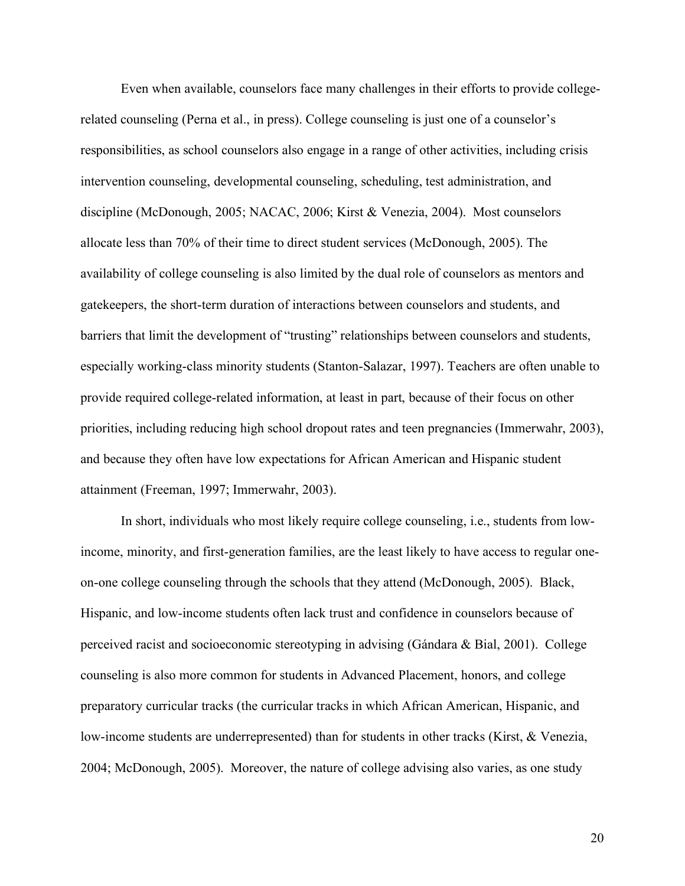Even when available, counselors face many challenges in their efforts to provide college-related counseling (Perna et al., in press). College counseling is just one of a counselor's responsibilities, as school counselors also engage in a range of other activities, including crisis intervention counseling, developmental counseling, scheduling, test administration, and discipline (McDonough, 2005; NACAC, 2006; Kirst & Venezia, 2004). Most counselors allocate less than 70% of their time to direct student services (McDonough, 2005). The availability of college counseling is also limited by the dual role of counselors as mentors and gatekeepers, the short-term duration of interactions between counselors and students, and barriers that limit the development of "trusting" relationships between counselors and students, especially working-class minority students (Stanton-Salazar, 1997). Teachers are often unable to provide required college-related information, at least in part, because of their focus on other priorities, including reducing high school dropout rates and teen pregnancies (Immerwahr, 2003), and because they often have low expectations for African American and Hispanic student attainment (Freeman, 1997; Immerwahr, 2003).

In short, individuals who most likely require college counseling, i.e., students from low-income, minority, and first-generation families, are the least likely to have access to regular one-on-one college counseling through the schools that they attend (McDonough, 2005). Black, Hispanic, and low-income students often lack trust and confidence in counselors because of perceived racist and socioeconomic stereotyping in advising (Gándara & Bial, 2001). College counseling is also more common for students in Advanced Placement, honors, and college preparatory curricular tracks (the curricular tracks in which African American, Hispanic, and low-income students are underrepresented) than for students in other tracks (Kirst, & Venezia, 2004; McDonough, 2005). Moreover, the nature of college advising also varies, as one study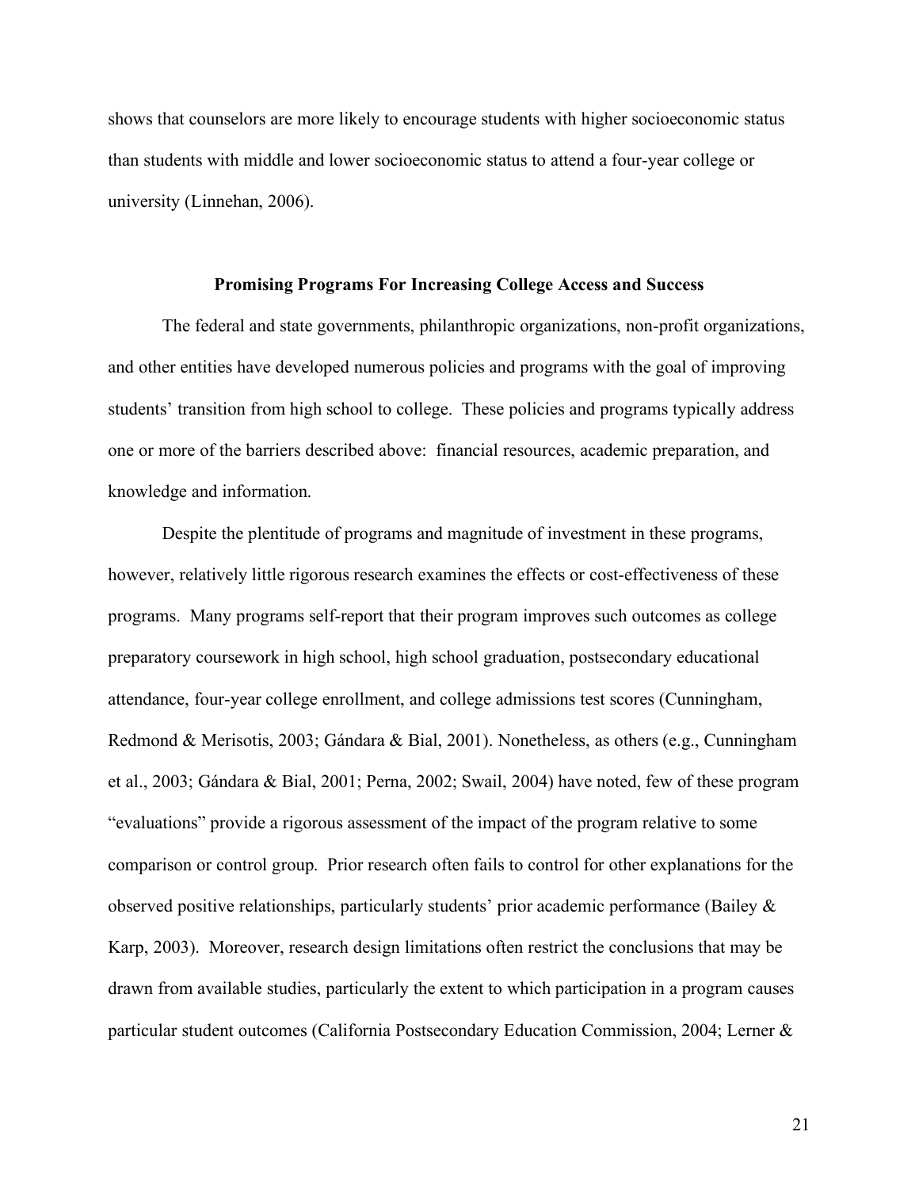shows that counselors are more likely to encourage students with higher socioeconomic status than students with middle and lower socioeconomic status to attend a four-year college or university (Linnehan, 2006).

## Promising Programs For Increasing College Access and Success

The federal and state governments, philanthropic organizations, non-profit organizations, and other entities have developed numerous policies and programs with the goal of improving students' transition from high school to college. These policies and programs typically address one or more of the barriers described above: financial resources, academic preparation, and knowledge and information.

Despite the plentitude of programs and magnitude of investment in these programs, however, relatively little rigorous research examines the effects or cost-effectiveness of these programs. Many programs self-report that their program improves such outcomes as college preparatory coursework in high school, high school graduation, postsecondary educational attendance, four-year college enrollment, and college admissions test scores (Cunningham, Redmond & Merisotis, 2003; Gándara & Bial, 2001). Nonetheless, as others (e.g., Cunningham et al., 2003; Gándara & Bial, 2001; Perna, 2002; Swail, 2004) have noted, few of these program "evaluations" provide a rigorous assessment of the impact of the program relative to some comparison or control group. Prior research often fails to control for other explanations for the observed positive relationships, particularly students' prior academic performance (Bailey & Karp, 2003). Moreover, research design limitations often restrict the conclusions that may be drawn from available studies, particularly the extent to which participation in a program causes particular student outcomes (California Postsecondary Education Commission, 2004; Lerner &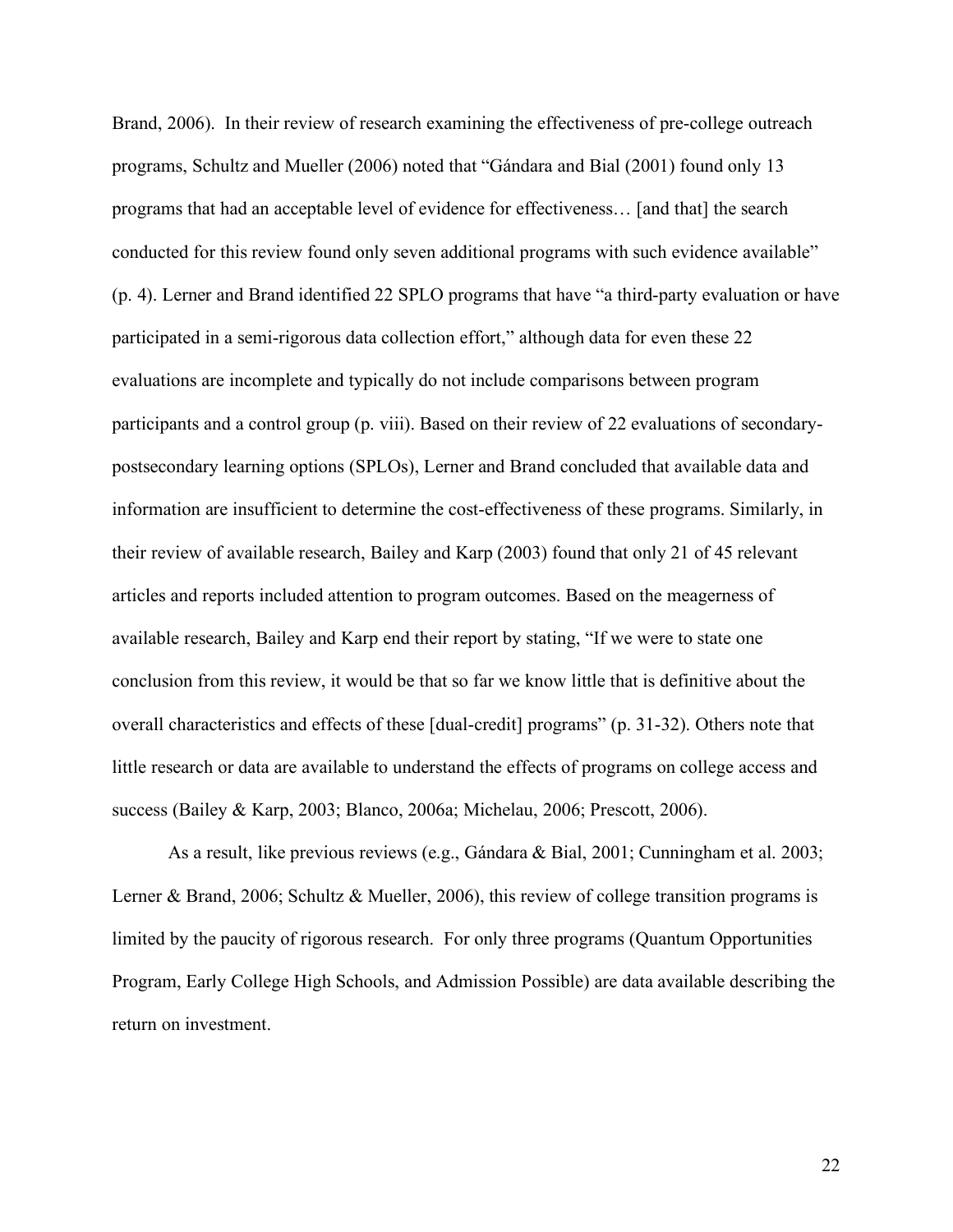Brand, 2006). In their review of research examining the effectiveness of pre-college outreach programs, Schultz and Mueller (2006) noted that "Gándara and Bial (2001) found only 13 programs that had an acceptable level of evidence for effectiveness… [and that] the search conducted for this review found only seven additional programs with such evidence available" (p. 4). Lerner and Brand identified 22 SPLO programs that have "a third-party evaluation or have participated in a semi-rigorous data collection effort," although data for even these 22 evaluations are incomplete and typically do not include comparisons between program participants and a control group (p. viii). Based on their review of 22 evaluations of secondary-postsecondary learning options (SPLOs), Lerner and Brand concluded that available data and information are insufficient to determine the cost-effectiveness of these programs. Similarly, in their review of available research, Bailey and Karp (2003) found that only 21 of 45 relevant articles and reports included attention to program outcomes. Based on the meagerness of available research, Bailey and Karp end their report by stating, "If we were to state one conclusion from this review, it would be that so far we know little that is definitive about the overall characteristics and effects of these [dual-credit] programs" (p. 31-32). Others note that little research or data are available to understand the effects of programs on college access and success (Bailey & Karp, 2003; Blanco, 2006a; Michelau, 2006; Prescott, 2006).

As a result, like previous reviews (e.g., Gándara & Bial, 2001; Cunningham et al. 2003; Lerner & Brand, 2006; Schultz & Mueller, 2006), this review of college transition programs is limited by the paucity of rigorous research. For only three programs (Quantum Opportunities Program, Early College High Schools, and Admission Possible) are data available describing the return on investment.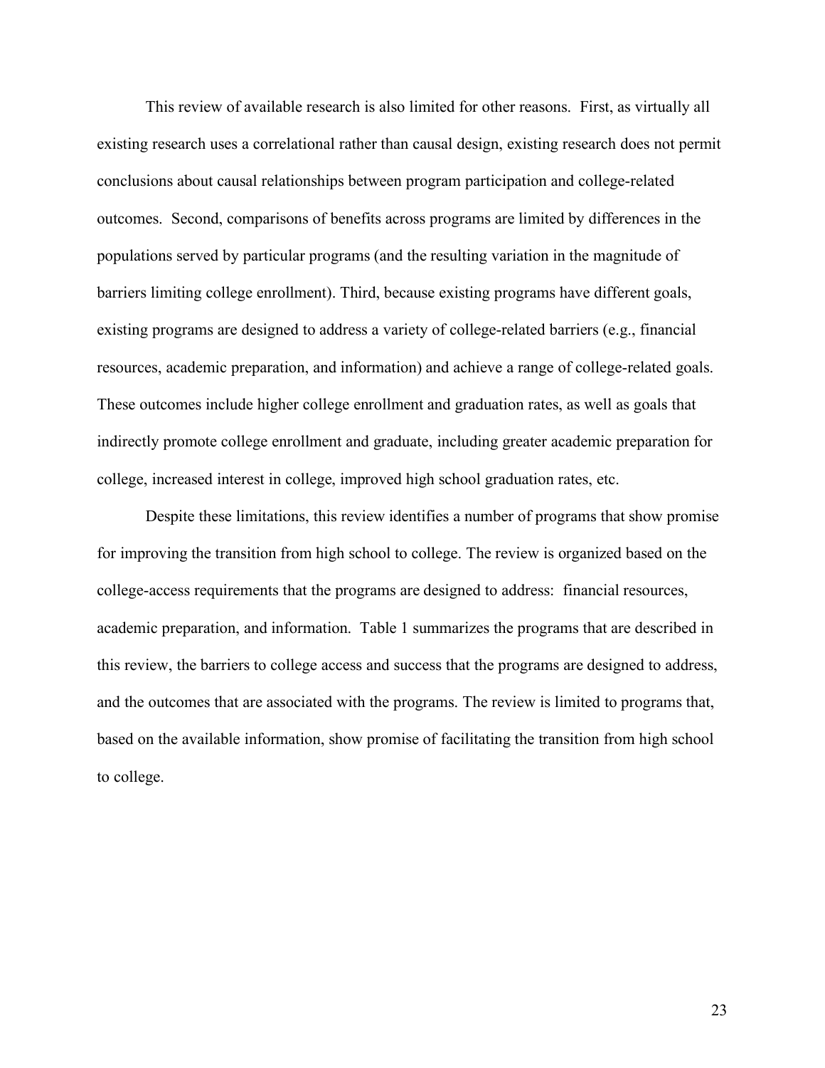This review of available research is also limited for other reasons. First, as virtually all existing research uses a correlational rather than causal design, existing research does not permit conclusions about causal relationships between program participation and college-related outcomes. Second, comparisons of benefits across programs are limited by differences in the populations served by particular programs (and the resulting variation in the magnitude of barriers limiting college enrollment). Third, because existing programs have different goals, existing programs are designed to address a variety of college-related barriers (e.g., financial resources, academic preparation, and information) and achieve a range of college-related goals. These outcomes include higher college enrollment and graduation rates, as well as goals that indirectly promote college enrollment and graduate, including greater academic preparation for college, increased interest in college, improved high school graduation rates, etc.

Despite these limitations, this review identifies a number of programs that show promise for improving the transition from high school to college. The review is organized based on the college-access requirements that the programs are designed to address: financial resources, academic preparation, and information. Table 1 summarizes the programs that are described in this review, the barriers to college access and success that the programs are designed to address, and the outcomes that are associated with the programs. The review is limited to programs that, based on the available information, show promise of facilitating the transition from high school to college.